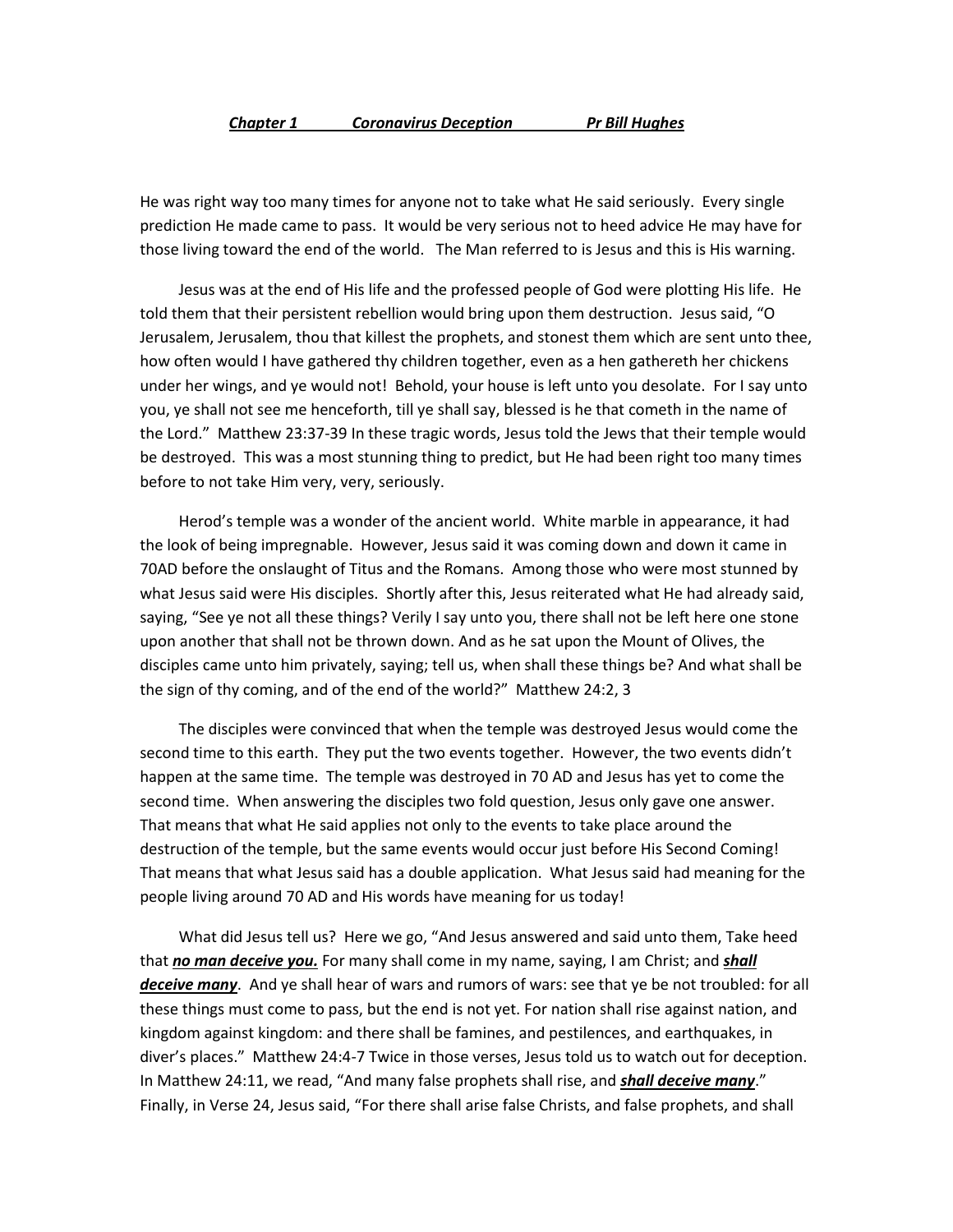***Chapter 1 Coronavirus Deception Pr Bill Hughes***

He was right way too many times for anyone not to take what He said seriously. Every single prediction He made came to pass. It would be very serious not to heed advice He may have for those living toward the end of the world. The Man referred to is Jesus and this is His warning.

Jesus was at the end of His life and the professed people of God were plotting His life. He told them that their persistent rebellion would bring upon them destruction. Jesus said, "O Jerusalem, Jerusalem, thou that killest the prophets, and stonest them which are sent unto thee, how often would I have gathered thy children together, even as a hen gathereth her chickens under her wings, and ye would not! Behold, your house is left unto you desolate. For I say unto you, ye shall not see me henceforth, till ye shall say, blessed is he that cometh in the name of the Lord." Matthew 23:37-39 In these tragic words, Jesus told the Jews that their temple would be destroyed. This was a most stunning thing to predict, but He had been right too many times before to not take Him very, very, seriously.

Herod's temple was a wonder of the ancient world. White marble in appearance, it had the look of being impregnable. However, Jesus said it was coming down and down it came in 70AD before the onslaught of Titus and the Romans. Among those who were most stunned by what Jesus said were His disciples. Shortly after this, Jesus reiterated what He had already said, saying, "See ye not all these things? Verily I say unto you, there shall not be left here one stone upon another that shall not be thrown down. And as he sat upon the Mount of Olives, the disciples came unto him privately, saying; tell us, when shall these things be? And what shall be the sign of thy coming, and of the end of the world?" Matthew 24:2, 3

The disciples were convinced that when the temple was destroyed Jesus would come the second time to this earth. They put the two events together. However, the two events didn't happen at the same time. The temple was destroyed in 70 AD and Jesus has yet to come the second time. When answering the disciples two fold question, Jesus only gave one answer. That means that what He said applies not only to the events to take place around the destruction of the temple, but the same events would occur just before His Second Coming! That means that what Jesus said has a double application. What Jesus said had meaning for the people living around 70 AD and His words have meaning for us today!

What did Jesus tell us? Here we go, "And Jesus answered and said unto them, Take heed that ***no man deceive you.*** For many shall come in my name, saying, I am Christ; and ***shall deceive many***. And ye shall hear of wars and rumors of wars: see that ye be not troubled: for all these things must come to pass, but the end is not yet. For nation shall rise against nation, and kingdom against kingdom: and there shall be famines, and pestilences, and earthquakes, in diver's places." Matthew 24:4-7 Twice in those verses, Jesus told us to watch out for deception. In Matthew 24:11, we read, "And many false prophets shall rise, and ***shall deceive many***." Finally, in Verse 24, Jesus said, "For there shall arise false Christs, and false prophets, and shall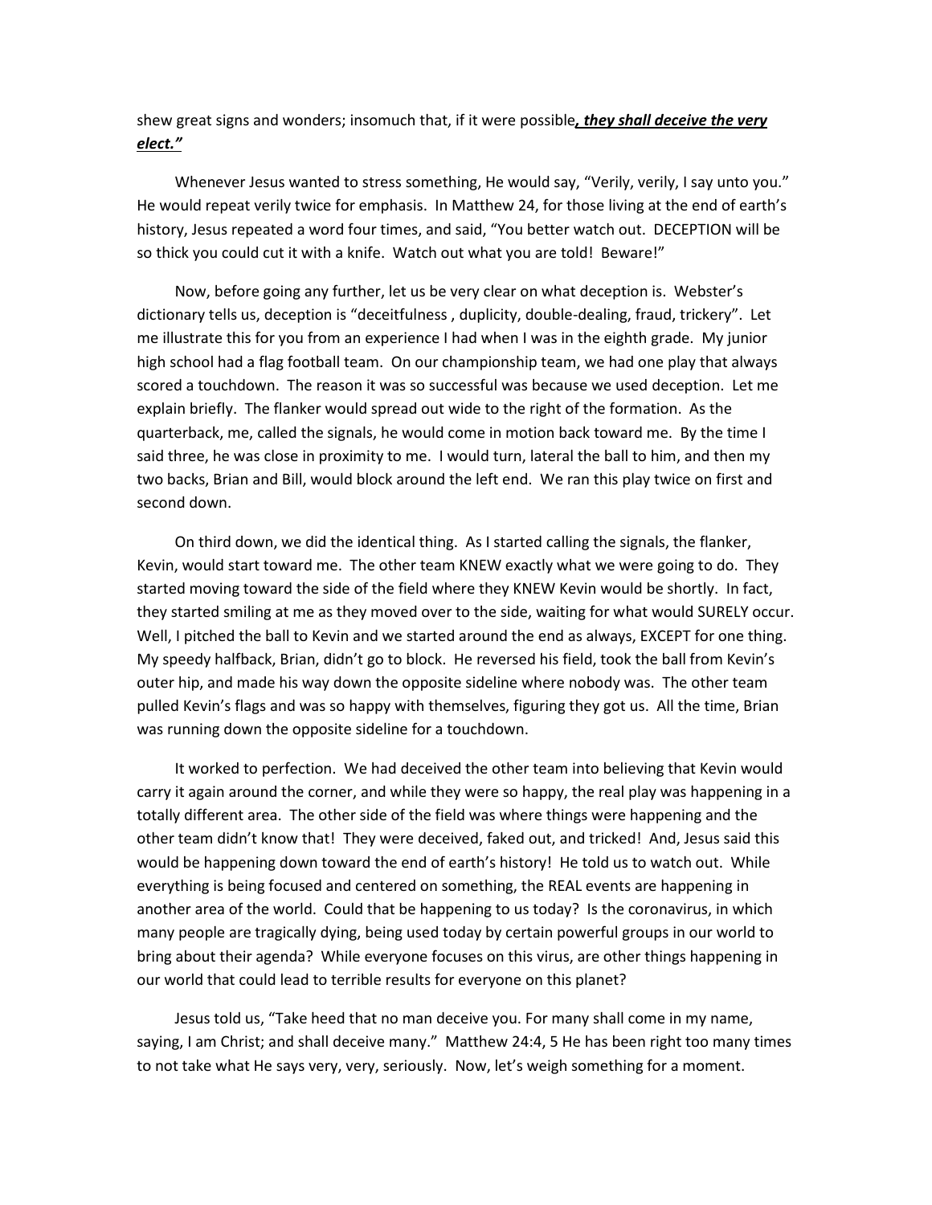shew great signs and wonders; insomuch that, if it were possible***, they shall deceive the very elect."***

Whenever Jesus wanted to stress something, He would say, "Verily, verily, I say unto you." He would repeat verily twice for emphasis. In Matthew 24, for those living at the end of earth's history, Jesus repeated a word four times, and said, "You better watch out. DECEPTION will be so thick you could cut it with a knife. Watch out what you are told! Beware!"

Now, before going any further, let us be very clear on what deception is. Webster's dictionary tells us, deception is "deceitfulness , duplicity, double-dealing, fraud, trickery". Let me illustrate this for you from an experience I had when I was in the eighth grade. My junior high school had a flag football team. On our championship team, we had one play that always scored a touchdown. The reason it was so successful was because we used deception. Let me explain briefly. The flanker would spread out wide to the right of the formation. As the quarterback, me, called the signals, he would come in motion back toward me. By the time I said three, he was close in proximity to me. I would turn, lateral the ball to him, and then my two backs, Brian and Bill, would block around the left end. We ran this play twice on first and second down.

On third down, we did the identical thing. As I started calling the signals, the flanker, Kevin, would start toward me. The other team KNEW exactly what we were going to do. They started moving toward the side of the field where they KNEW Kevin would be shortly. In fact, they started smiling at me as they moved over to the side, waiting for what would SURELY occur. Well, I pitched the ball to Kevin and we started around the end as always, EXCEPT for one thing. My speedy halfback, Brian, didn't go to block. He reversed his field, took the ball from Kevin's outer hip, and made his way down the opposite sideline where nobody was. The other team pulled Kevin's flags and was so happy with themselves, figuring they got us. All the time, Brian was running down the opposite sideline for a touchdown.

It worked to perfection. We had deceived the other team into believing that Kevin would carry it again around the corner, and while they were so happy, the real play was happening in a totally different area. The other side of the field was where things were happening and the other team didn't know that! They were deceived, faked out, and tricked! And, Jesus said this would be happening down toward the end of earth's history! He told us to watch out. While everything is being focused and centered on something, the REAL events are happening in another area of the world. Could that be happening to us today? Is the coronavirus, in which many people are tragically dying, being used today by certain powerful groups in our world to bring about their agenda? While everyone focuses on this virus, are other things happening in our world that could lead to terrible results for everyone on this planet?

Jesus told us, "Take heed that no man deceive you. For many shall come in my name, saying, I am Christ; and shall deceive many." Matthew 24:4, 5 He has been right too many times to not take what He says very, very, seriously. Now, let's weigh something for a moment.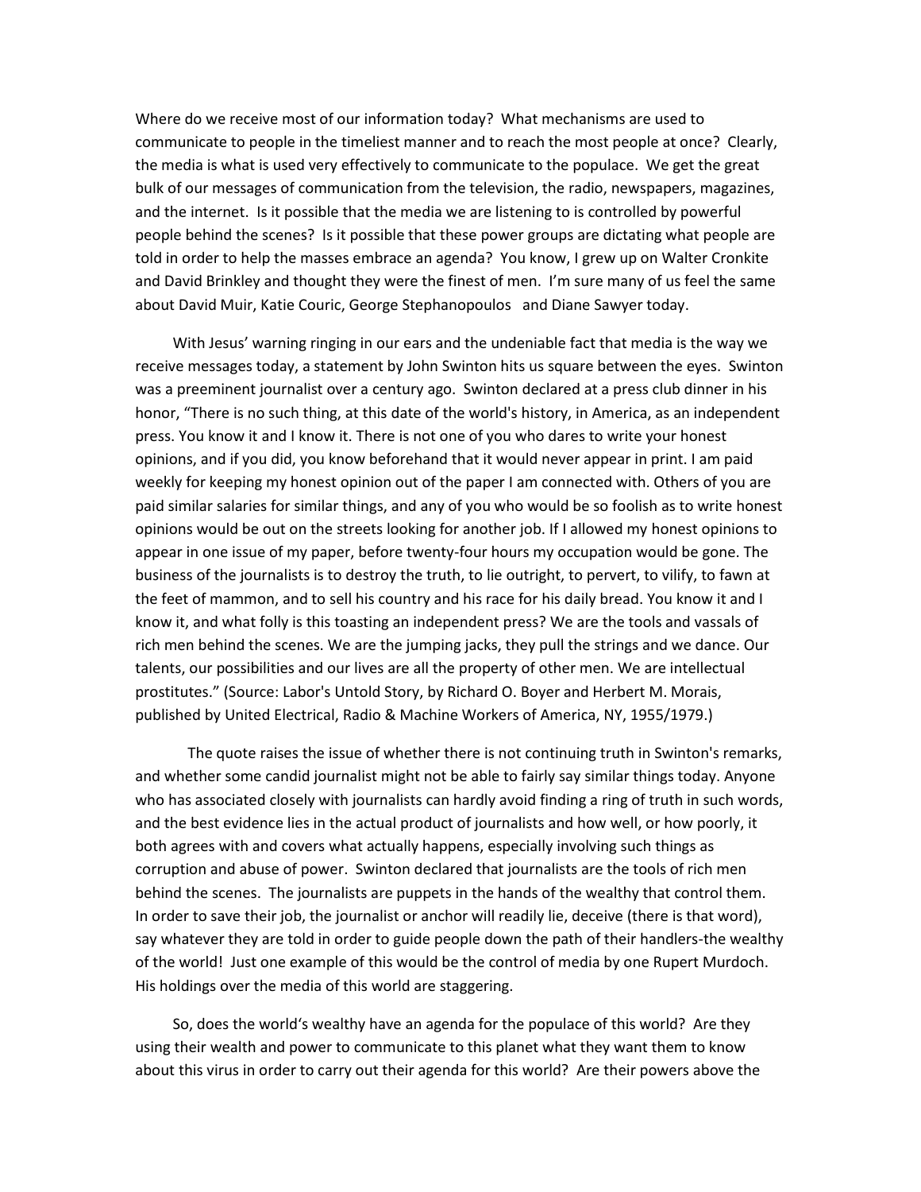Where do we receive most of our information today? What mechanisms are used to communicate to people in the timeliest manner and to reach the most people at once? Clearly, the media is what is used very effectively to communicate to the populace. We get the great bulk of our messages of communication from the television, the radio, newspapers, magazines, and the internet. Is it possible that the media we are listening to is controlled by powerful people behind the scenes? Is it possible that these power groups are dictating what people are told in order to help the masses embrace an agenda? You know, I grew up on Walter Cronkite and David Brinkley and thought they were the finest of men. I'm sure many of us feel the same about David Muir, Katie Couric, George Stephanopoulos and Diane Sawyer today.

With Jesus' warning ringing in our ears and the undeniable fact that media is the way we receive messages today, a statement by John Swinton hits us square between the eyes. Swinton was a preeminent journalist over a century ago. Swinton declared at a press club dinner in his honor, "There is no such thing, at this date of the world's history, in America, as an independent press. You know it and I know it. There is not one of you who dares to write your honest opinions, and if you did, you know beforehand that it would never appear in print. I am paid weekly for keeping my honest opinion out of the paper I am connected with. Others of you are paid similar salaries for similar things, and any of you who would be so foolish as to write honest opinions would be out on the streets looking for another job. If I allowed my honest opinions to appear in one issue of my paper, before twenty-four hours my occupation would be gone. The business of the journalists is to destroy the truth, to lie outright, to pervert, to vilify, to fawn at the feet of mammon, and to sell his country and his race for his daily bread. You know it and I know it, and what folly is this toasting an independent press? We are the tools and vassals of rich men behind the scenes. We are the jumping jacks, they pull the strings and we dance. Our talents, our possibilities and our lives are all the property of other men. We are intellectual prostitutes." (Source: Labor's Untold Story, by Richard O. Boyer and Herbert M. Morais, published by United Electrical, Radio & Machine Workers of America, NY, 1955/1979.)

The quote raises the issue of whether there is not continuing truth in Swinton's remarks, and whether some candid journalist might not be able to fairly say similar things today. Anyone who has associated closely with journalists can hardly avoid finding a ring of truth in such words, and the best evidence lies in the actual product of journalists and how well, or how poorly, it both agrees with and covers what actually happens, especially involving such things as corruption and abuse of power. Swinton declared that journalists are the tools of rich men behind the scenes. The journalists are puppets in the hands of the wealthy that control them. In order to save their job, the journalist or anchor will readily lie, deceive (there is that word), say whatever they are told in order to guide people down the path of their handlers-the wealthy of the world! Just one example of this would be the control of media by one Rupert Murdoch. His holdings over the media of this world are staggering.

So, does the world's wealthy have an agenda for the populace of this world? Are they using their wealth and power to communicate to this planet what they want them to know about this virus in order to carry out their agenda for this world? Are their powers above the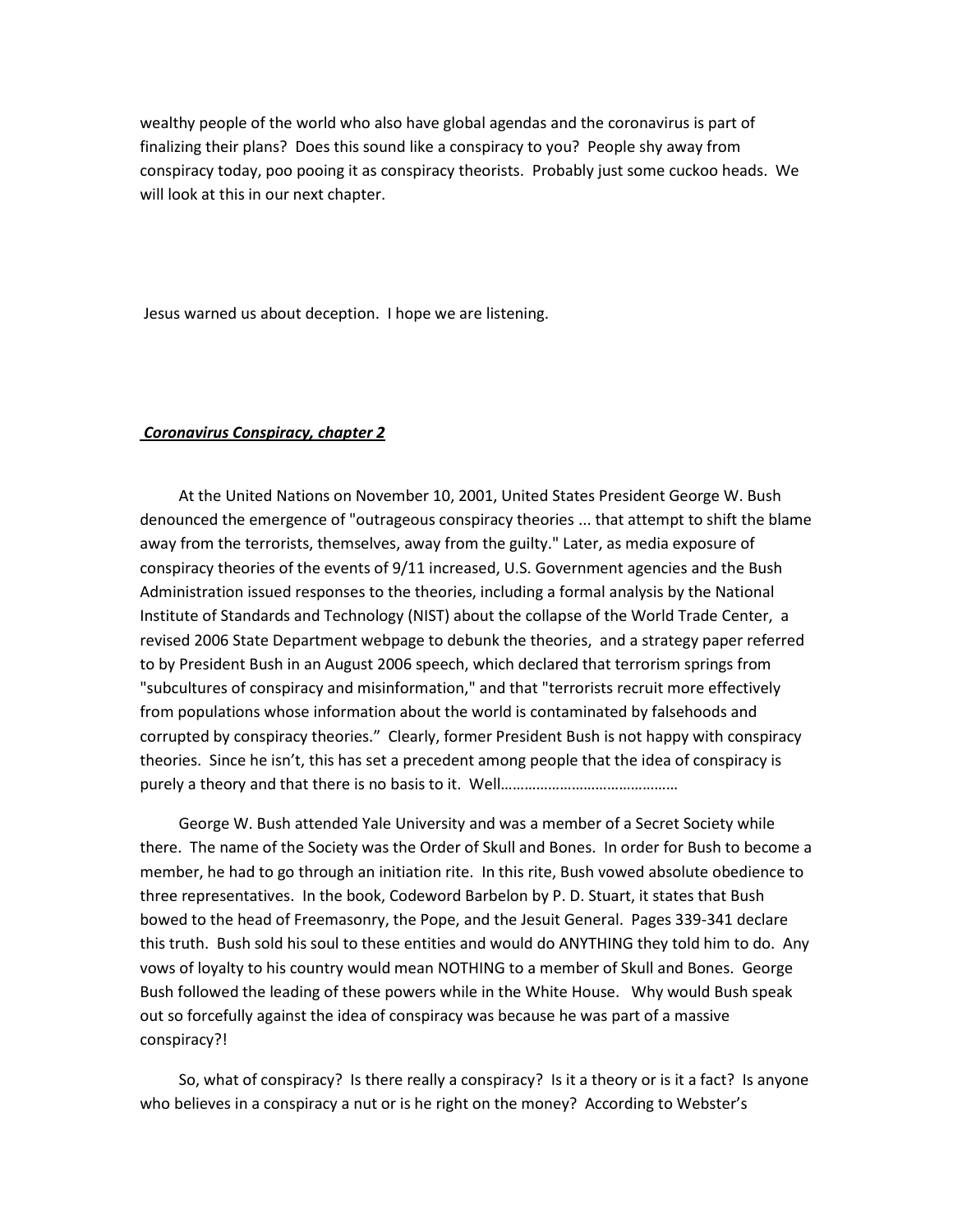wealthy people of the world who also have global agendas and the coronavirus is part of finalizing their plans? Does this sound like a conspiracy to you? People shy away from conspiracy today, poo pooing it as conspiracy theorists. Probably just some cuckoo heads. We will look at this in our next chapter.

Jesus warned us about deception. I hope we are listening.

***<u>Coronavirus Conspiracy, chapter 2</u>***

At the United Nations on November 10, 2001, United States President George W. Bush denounced the emergence of "outrageous conspiracy theories ... that attempt to shift the blame away from the terrorists, themselves, away from the guilty." Later, as media exposure of conspiracy theories of the events of 9/11 increased, U.S. Government agencies and the Bush Administration issued responses to the theories, including a formal analysis by the National Institute of Standards and Technology (NIST) about the collapse of the World Trade Center, a revised 2006 State Department webpage to debunk the theories, and a strategy paper referred to by President Bush in an August 2006 speech, which declared that terrorism springs from "subcultures of conspiracy and misinformation," and that "terrorists recruit more effectively from populations whose information about the world is contaminated by falsehoods and corrupted by conspiracy theories." Clearly, former President Bush is not happy with conspiracy theories. Since he isn't, this has set a precedent among people that the idea of conspiracy is purely a theory and that there is no basis to it. Well……………………………………

George W. Bush attended Yale University and was a member of a Secret Society while there. The name of the Society was the Order of Skull and Bones. In order for Bush to become a member, he had to go through an initiation rite. In this rite, Bush vowed absolute obedience to three representatives. In the book, Codeword Barbelon by P. D. Stuart, it states that Bush bowed to the head of Freemasonry, the Pope, and the Jesuit General. Pages 339-341 declare this truth. Bush sold his soul to these entities and would do ANYTHING they told him to do. Any vows of loyalty to his country would mean NOTHING to a member of Skull and Bones. George Bush followed the leading of these powers while in the White House. Why would Bush speak out so forcefully against the idea of conspiracy was because he was part of a massive conspiracy?!

So, what of conspiracy? Is there really a conspiracy? Is it a theory or is it a fact? Is anyone who believes in a conspiracy a nut or is he right on the money? According to Webster's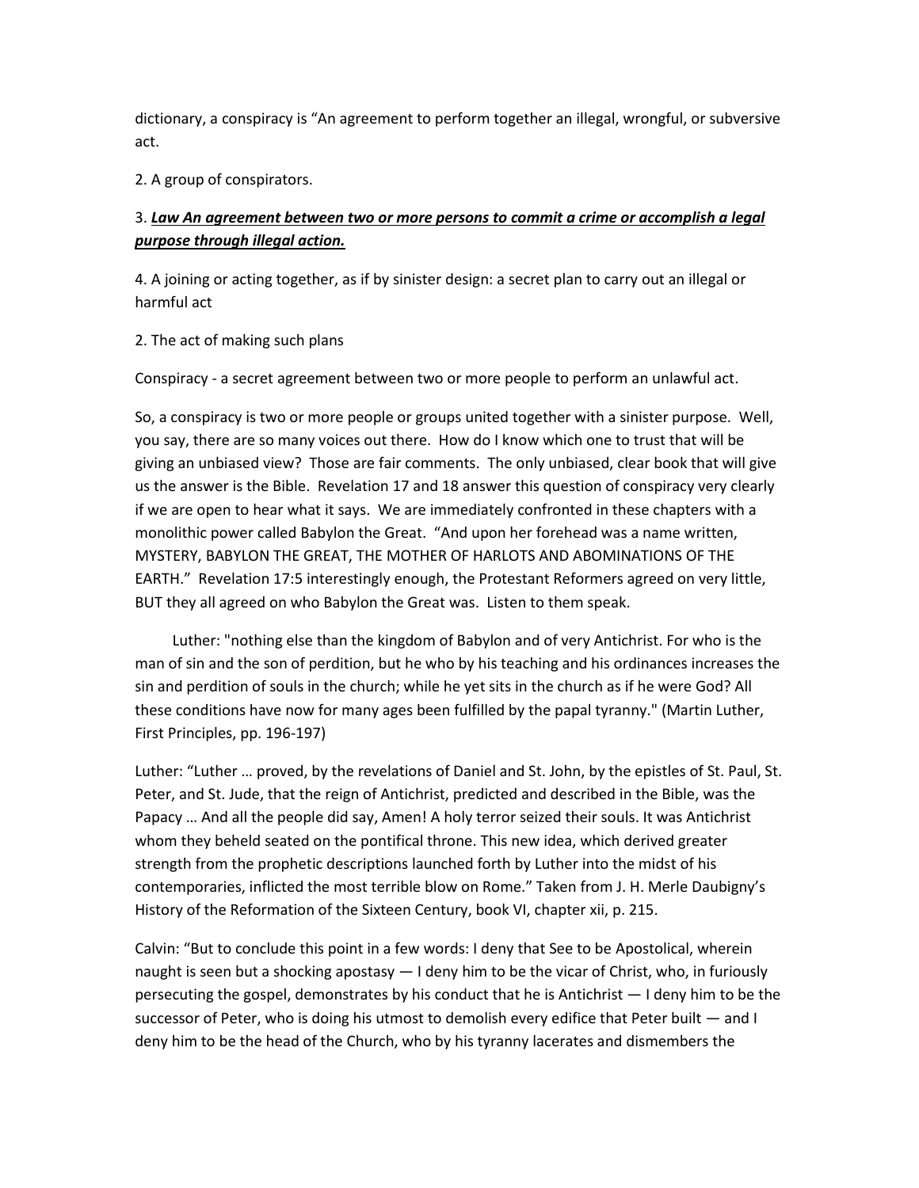dictionary, a conspiracy is "An agreement to perform together an illegal, wrongful, or subversive act.

2. A group of conspirators.

3. ***Law An agreement between two or more persons to commit a crime or accomplish a legal purpose through illegal action.***

4. A joining or acting together, as if by sinister design: a secret plan to carry out an illegal or harmful act

2. The act of making such plans

Conspiracy - a secret agreement between two or more people to perform an unlawful act.

So, a conspiracy is two or more people or groups united together with a sinister purpose. Well, you say, there are so many voices out there. How do I know which one to trust that will be giving an unbiased view? Those are fair comments. The only unbiased, clear book that will give us the answer is the Bible. Revelation 17 and 18 answer this question of conspiracy very clearly if we are open to hear what it says. We are immediately confronted in these chapters with a monolithic power called Babylon the Great. "And upon her forehead was a name written, MYSTERY, BABYLON THE GREAT, THE MOTHER OF HARLOTS AND ABOMINATIONS OF THE EARTH." Revelation 17:5 interestingly enough, the Protestant Reformers agreed on very little, BUT they all agreed on who Babylon the Great was. Listen to them speak.

Luther: "nothing else than the kingdom of Babylon and of very Antichrist. For who is the man of sin and the son of perdition, but he who by his teaching and his ordinances increases the sin and perdition of souls in the church; while he yet sits in the church as if he were God? All these conditions have now for many ages been fulfilled by the papal tyranny." (Martin Luther, First Principles, pp. 196-197)

Luther: "Luther … proved, by the revelations of Daniel and St. John, by the epistles of St. Paul, St. Peter, and St. Jude, that the reign of Antichrist, predicted and described in the Bible, was the Papacy … And all the people did say, Amen! A holy terror seized their souls. It was Antichrist whom they beheld seated on the pontifical throne. This new idea, which derived greater strength from the prophetic descriptions launched forth by Luther into the midst of his contemporaries, inflicted the most terrible blow on Rome." Taken from J. H. Merle Daubigny's History of the Reformation of the Sixteen Century, book VI, chapter xii, p. 215.

Calvin: "But to conclude this point in a few words: I deny that See to be Apostolical, wherein naught is seen but a shocking apostasy — I deny him to be the vicar of Christ, who, in furiously persecuting the gospel, demonstrates by his conduct that he is Antichrist — I deny him to be the successor of Peter, who is doing his utmost to demolish every edifice that Peter built — and I deny him to be the head of the Church, who by his tyranny lacerates and dismembers the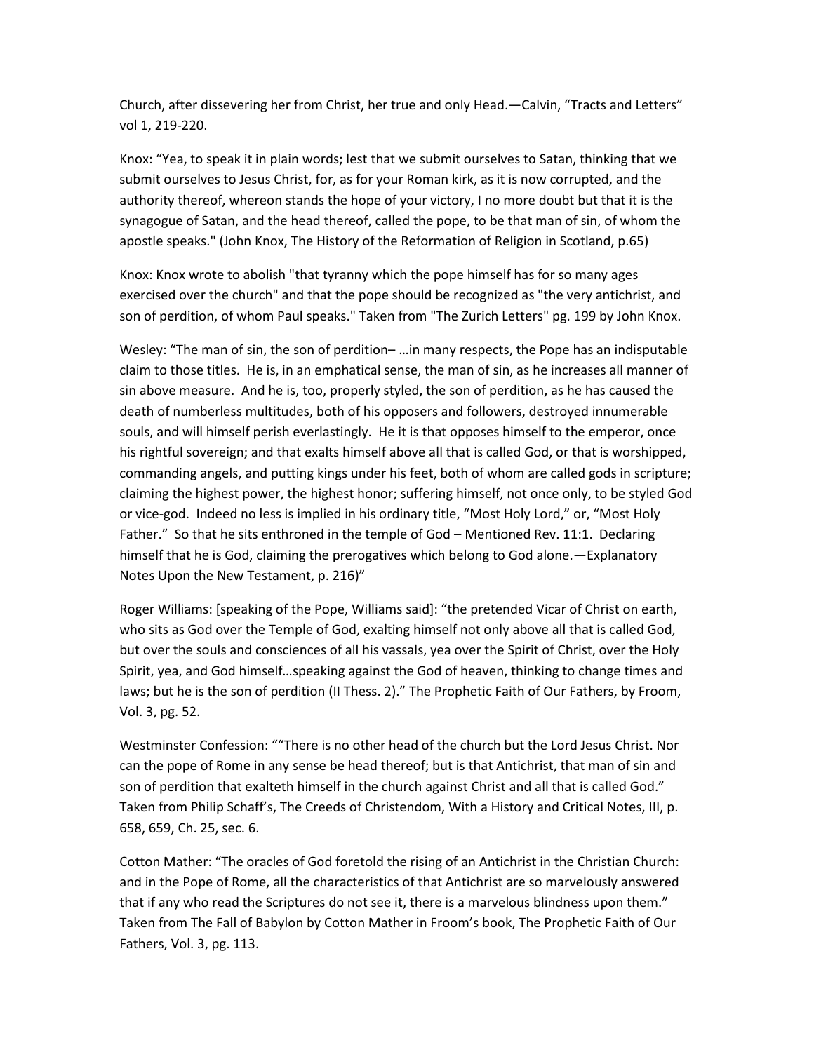Church, after dissevering her from Christ, her true and only Head.—Calvin, "Tracts and Letters" vol 1, 219-220.

Knox: "Yea, to speak it in plain words; lest that we submit ourselves to Satan, thinking that we submit ourselves to Jesus Christ, for, as for your Roman kirk, as it is now corrupted, and the authority thereof, whereon stands the hope of your victory, I no more doubt but that it is the synagogue of Satan, and the head thereof, called the pope, to be that man of sin, of whom the apostle speaks." (John Knox, The History of the Reformation of Religion in Scotland, p.65)

Knox: Knox wrote to abolish "that tyranny which the pope himself has for so many ages exercised over the church" and that the pope should be recognized as "the very antichrist, and son of perdition, of whom Paul speaks." Taken from "The Zurich Letters" pg. 199 by John Knox.

Wesley: "The man of sin, the son of perdition– …in many respects, the Pope has an indisputable claim to those titles. He is, in an emphatical sense, the man of sin, as he increases all manner of sin above measure. And he is, too, properly styled, the son of perdition, as he has caused the death of numberless multitudes, both of his opposers and followers, destroyed innumerable souls, and will himself perish everlastingly. He it is that opposes himself to the emperor, once his rightful sovereign; and that exalts himself above all that is called God, or that is worshipped, commanding angels, and putting kings under his feet, both of whom are called gods in scripture; claiming the highest power, the highest honor; suffering himself, not once only, to be styled God or vice-god. Indeed no less is implied in his ordinary title, "Most Holy Lord," or, "Most Holy Father." So that he sits enthroned in the temple of God – Mentioned Rev. 11:1. Declaring himself that he is God, claiming the prerogatives which belong to God alone.—Explanatory Notes Upon the New Testament, p. 216)"

Roger Williams: [speaking of the Pope, Williams said]: "the pretended Vicar of Christ on earth, who sits as God over the Temple of God, exalting himself not only above all that is called God, but over the souls and consciences of all his vassals, yea over the Spirit of Christ, over the Holy Spirit, yea, and God himself…speaking against the God of heaven, thinking to change times and laws; but he is the son of perdition (II Thess. 2)." The Prophetic Faith of Our Fathers, by Froom, Vol. 3, pg. 52.

Westminster Confession: ""There is no other head of the church but the Lord Jesus Christ. Nor can the pope of Rome in any sense be head thereof; but is that Antichrist, that man of sin and son of perdition that exalteth himself in the church against Christ and all that is called God." Taken from Philip Schaff's, The Creeds of Christendom, With a History and Critical Notes, III, p. 658, 659, Ch. 25, sec. 6.

Cotton Mather: "The oracles of God foretold the rising of an Antichrist in the Christian Church: and in the Pope of Rome, all the characteristics of that Antichrist are so marvelously answered that if any who read the Scriptures do not see it, there is a marvelous blindness upon them." Taken from The Fall of Babylon by Cotton Mather in Froom's book, The Prophetic Faith of Our Fathers, Vol. 3, pg. 113.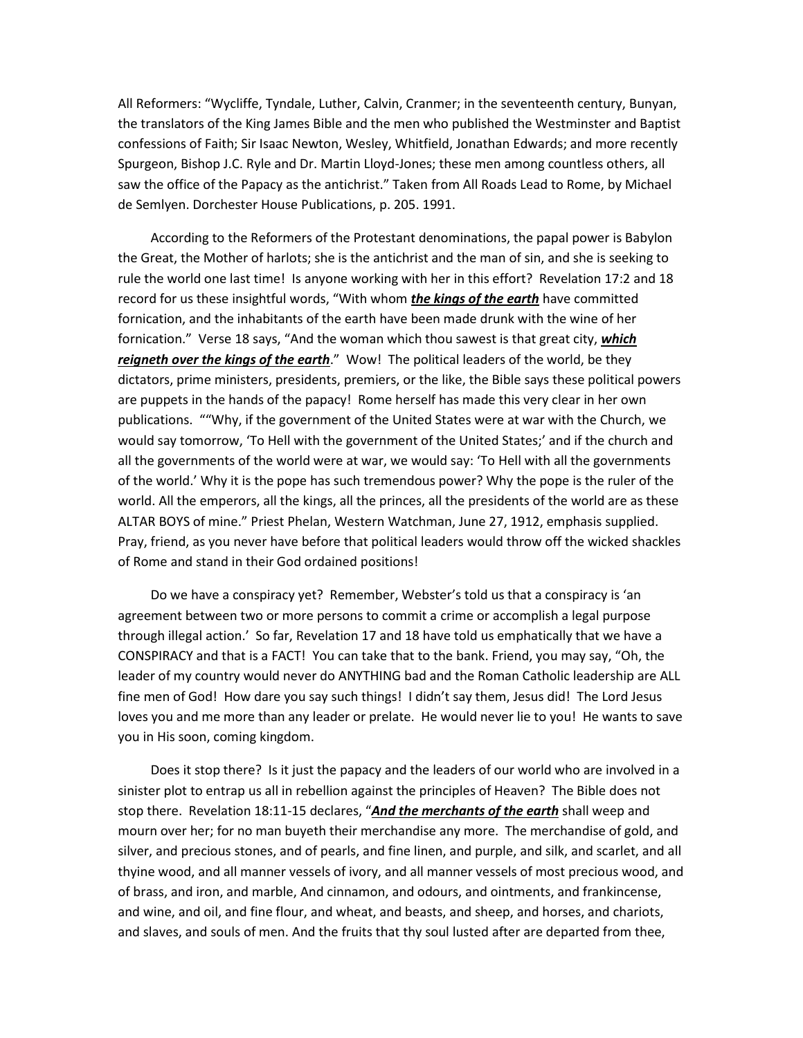All Reformers: "Wycliffe, Tyndale, Luther, Calvin, Cranmer; in the seventeenth century, Bunyan, the translators of the King James Bible and the men who published the Westminster and Baptist confessions of Faith; Sir Isaac Newton, Wesley, Whitfield, Jonathan Edwards; and more recently Spurgeon, Bishop J.C. Ryle and Dr. Martin Lloyd-Jones; these men among countless others, all saw the office of the Papacy as the antichrist." Taken from All Roads Lead to Rome, by Michael de Semlyen. Dorchester House Publications, p. 205. 1991.

According to the Reformers of the Protestant denominations, the papal power is Babylon the Great, the Mother of harlots; she is the antichrist and the man of sin, and she is seeking to rule the world one last time! Is anyone working with her in this effort? Revelation 17:2 and 18 record for us these insightful words, "With whom ***the kings of the earth*** have committed fornication, and the inhabitants of the earth have been made drunk with the wine of her fornication." Verse 18 says, "And the woman which thou sawest is that great city, ***which reigneth over the kings of the earth***." Wow! The political leaders of the world, be they dictators, prime ministers, presidents, premiers, or the like, the Bible says these political powers are puppets in the hands of the papacy! Rome herself has made this very clear in her own publications. ""Why, if the government of the United States were at war with the Church, we would say tomorrow, 'To Hell with the government of the United States;' and if the church and all the governments of the world were at war, we would say: 'To Hell with all the governments of the world.' Why it is the pope has such tremendous power? Why the pope is the ruler of the world. All the emperors, all the kings, all the princes, all the presidents of the world are as these ALTAR BOYS of mine." Priest Phelan, Western Watchman, June 27, 1912, emphasis supplied. Pray, friend, as you never have before that political leaders would throw off the wicked shackles of Rome and stand in their God ordained positions!

Do we have a conspiracy yet? Remember, Webster's told us that a conspiracy is 'an agreement between two or more persons to commit a crime or accomplish a legal purpose through illegal action.' So far, Revelation 17 and 18 have told us emphatically that we have a CONSPIRACY and that is a FACT! You can take that to the bank. Friend, you may say, "Oh, the leader of my country would never do ANYTHING bad and the Roman Catholic leadership are ALL fine men of God! How dare you say such things! I didn't say them, Jesus did! The Lord Jesus loves you and me more than any leader or prelate. He would never lie to you! He wants to save you in His soon, coming kingdom.

Does it stop there? Is it just the papacy and the leaders of our world who are involved in a sinister plot to entrap us all in rebellion against the principles of Heaven? The Bible does not stop there. Revelation 18:11-15 declares, "***And the merchants of the earth*** shall weep and mourn over her; for no man buyeth their merchandise any more. The merchandise of gold, and silver, and precious stones, and of pearls, and fine linen, and purple, and silk, and scarlet, and all thyine wood, and all manner vessels of ivory, and all manner vessels of most precious wood, and of brass, and iron, and marble, And cinnamon, and odours, and ointments, and frankincense, and wine, and oil, and fine flour, and wheat, and beasts, and sheep, and horses, and chariots, and slaves, and souls of men. And the fruits that thy soul lusted after are departed from thee,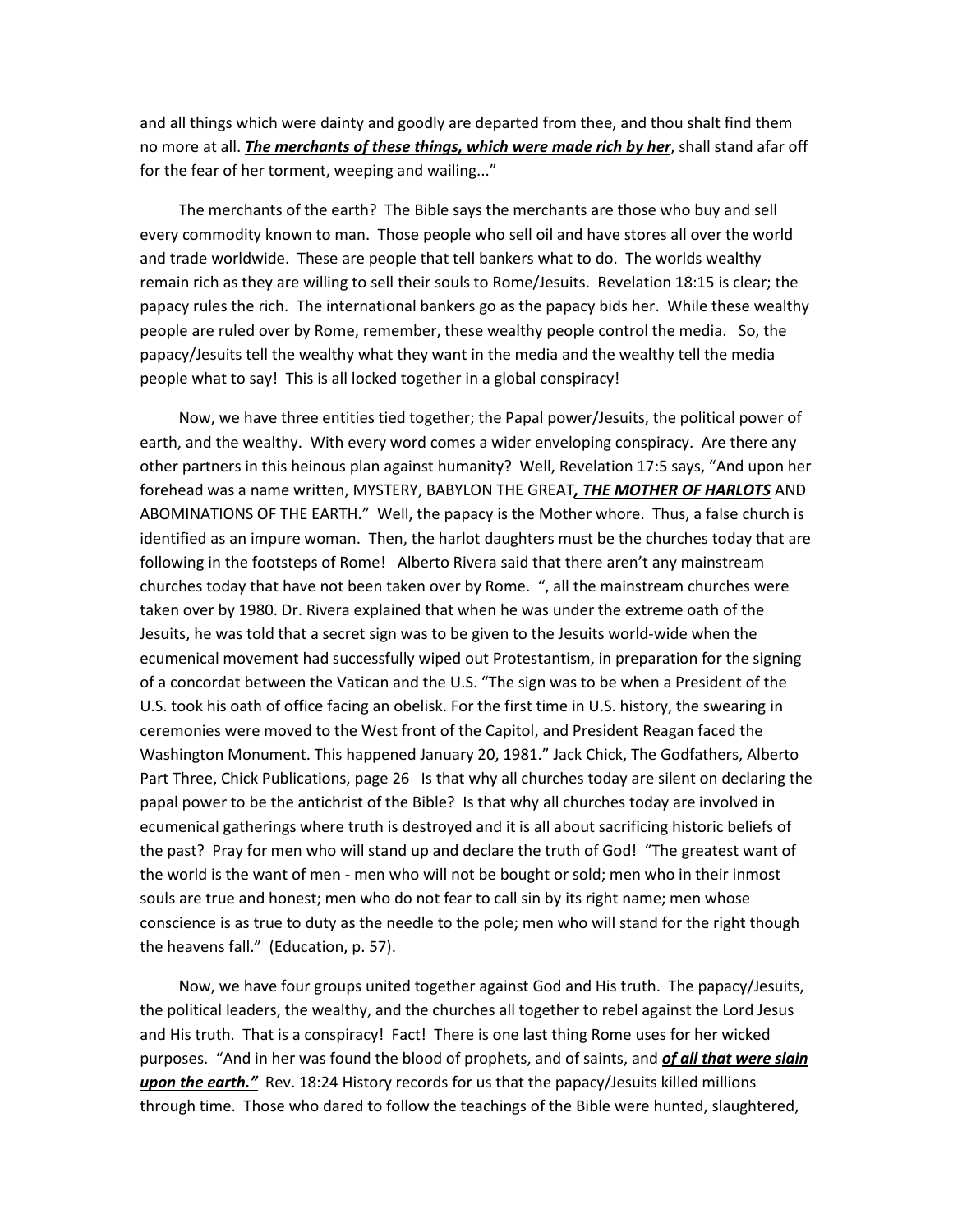and all things which were dainty and goodly are departed from thee, and thou shalt find them no more at all. ***The merchants of these things, which were made rich by her***, shall stand afar off for the fear of her torment, weeping and wailing..."

The merchants of the earth? The Bible says the merchants are those who buy and sell every commodity known to man. Those people who sell oil and have stores all over the world and trade worldwide. These are people that tell bankers what to do. The worlds wealthy remain rich as they are willing to sell their souls to Rome/Jesuits. Revelation 18:15 is clear; the papacy rules the rich. The international bankers go as the papacy bids her. While these wealthy people are ruled over by Rome, remember, these wealthy people control the media. So, the papacy/Jesuits tell the wealthy what they want in the media and the wealthy tell the media people what to say! This is all locked together in a global conspiracy!

Now, we have three entities tied together; the Papal power/Jesuits, the political power of earth, and the wealthy. With every word comes a wider enveloping conspiracy. Are there any other partners in this heinous plan against humanity? Well, Revelation 17:5 says, "And upon her forehead was a name written, MYSTERY, BABYLON THE GREAT***, THE MOTHER OF HARLOTS*** AND ABOMINATIONS OF THE EARTH." Well, the papacy is the Mother whore. Thus, a false church is identified as an impure woman. Then, the harlot daughters must be the churches today that are following in the footsteps of Rome! Alberto Rivera said that there aren't any mainstream churches today that have not been taken over by Rome. ", all the mainstream churches were taken over by 1980. Dr. Rivera explained that when he was under the extreme oath of the Jesuits, he was told that a secret sign was to be given to the Jesuits world-wide when the ecumenical movement had successfully wiped out Protestantism, in preparation for the signing of a concordat between the Vatican and the U.S. "The sign was to be when a President of the U.S. took his oath of office facing an obelisk. For the first time in U.S. history, the swearing in ceremonies were moved to the West front of the Capitol, and President Reagan faced the Washington Monument. This happened January 20, 1981." Jack Chick, The Godfathers, Alberto Part Three, Chick Publications, page 26 Is that why all churches today are silent on declaring the papal power to be the antichrist of the Bible? Is that why all churches today are involved in ecumenical gatherings where truth is destroyed and it is all about sacrificing historic beliefs of the past? Pray for men who will stand up and declare the truth of God! "The greatest want of the world is the want of men - men who will not be bought or sold; men who in their inmost souls are true and honest; men who do not fear to call sin by its right name; men whose conscience is as true to duty as the needle to the pole; men who will stand for the right though the heavens fall." (Education, p. 57).

Now, we have four groups united together against God and His truth. The papacy/Jesuits, the political leaders, the wealthy, and the churches all together to rebel against the Lord Jesus and His truth. That is a conspiracy! Fact! There is one last thing Rome uses for her wicked purposes. "And in her was found the blood of prophets, and of saints, and ***of all that were slain upon the earth."*** Rev. 18:24 History records for us that the papacy/Jesuits killed millions through time. Those who dared to follow the teachings of the Bible were hunted, slaughtered,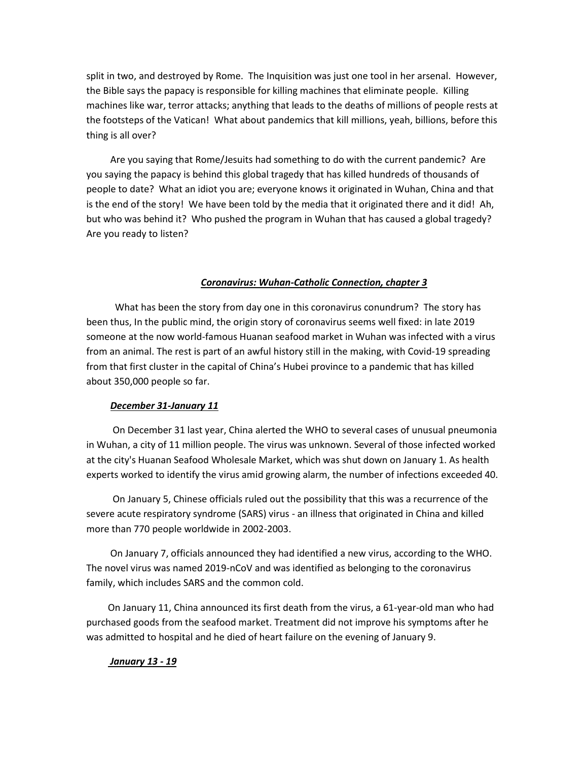split in two, and destroyed by Rome. The Inquisition was just one tool in her arsenal. However, the Bible says the papacy is responsible for killing machines that eliminate people. Killing machines like war, terror attacks; anything that leads to the deaths of millions of people rests at the footsteps of the Vatican! What about pandemics that kill millions, yeah, billions, before this thing is all over?

Are you saying that Rome/Jesuits had something to do with the current pandemic? Are you saying the papacy is behind this global tragedy that has killed hundreds of thousands of people to date? What an idiot you are; everyone knows it originated in Wuhan, China and that is the end of the story! We have been told by the media that it originated there and it did! Ah, but who was behind it? Who pushed the program in Wuhan that has caused a global tragedy? Are you ready to listen?

## ***<u>Coronavirus: Wuhan-Catholic Connection, chapter 3</u>***

What has been the story from day one in this coronavirus conundrum? The story has been thus, In the public mind, the origin story of coronavirus seems well fixed: in late 2019 someone at the now world-famous Huanan seafood market in Wuhan was infected with a virus from an animal. The rest is part of an awful history still in the making, with Covid-19 spreading from that first cluster in the capital of China's Hubei province to a pandemic that has killed about 350,000 people so far.

### ***<u>December 31-January 11</u>***

On December 31 last year, China alerted the WHO to several cases of unusual pneumonia in Wuhan, a city of 11 million people. The virus was unknown. Several of those infected worked at the city's Huanan Seafood Wholesale Market, which was shut down on January 1. As health experts worked to identify the virus amid growing alarm, the number of infections exceeded 40.

On January 5, Chinese officials ruled out the possibility that this was a recurrence of the severe acute respiratory syndrome (SARS) virus - an illness that originated in China and killed more than 770 people worldwide in 2002-2003.

On January 7, officials announced they had identified a new virus, according to the WHO. The novel virus was named 2019-nCoV and was identified as belonging to the coronavirus family, which includes SARS and the common cold.

On January 11, China announced its first death from the virus, a 61-year-old man who had purchased goods from the seafood market. Treatment did not improve his symptoms after he was admitted to hospital and he died of heart failure on the evening of January 9.

### ***<u>January 13 - 19</u>***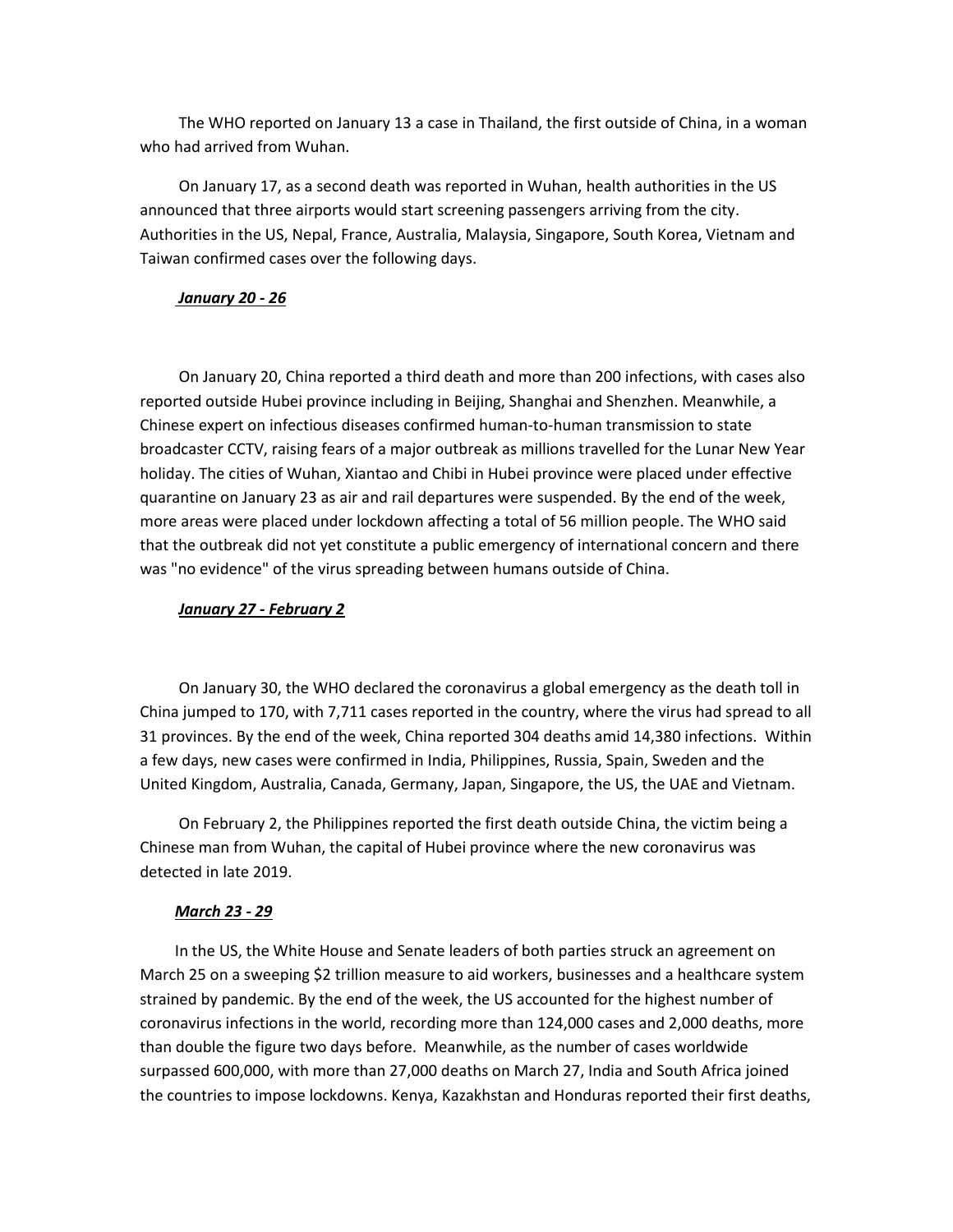The WHO reported on January 13 a case in Thailand, the first outside of China, in a woman who had arrived from Wuhan.

On January 17, as a second death was reported in Wuhan, health authorities in the US announced that three airports would start screening passengers arriving from the city. Authorities in the US, Nepal, France, Australia, Malaysia, Singapore, South Korea, Vietnam and Taiwan confirmed cases over the following days.

***January 20 - 26***

On January 20, China reported a third death and more than 200 infections, with cases also reported outside Hubei province including in Beijing, Shanghai and Shenzhen. Meanwhile, a Chinese expert on infectious diseases confirmed human-to-human transmission to state broadcaster CCTV, raising fears of a major outbreak as millions travelled for the Lunar New Year holiday. The cities of Wuhan, Xiantao and Chibi in Hubei province were placed under effective quarantine on January 23 as air and rail departures were suspended. By the end of the week, more areas were placed under lockdown affecting a total of 56 million people. The WHO said that the outbreak did not yet constitute a public emergency of international concern and there was "no evidence" of the virus spreading between humans outside of China.

***January 27 - February 2***

On January 30, the WHO declared the coronavirus a global emergency as the death toll in China jumped to 170, with 7,711 cases reported in the country, where the virus had spread to all 31 provinces. By the end of the week, China reported 304 deaths amid 14,380 infections. Within a few days, new cases were confirmed in India, Philippines, Russia, Spain, Sweden and the United Kingdom, Australia, Canada, Germany, Japan, Singapore, the US, the UAE and Vietnam.

On February 2, the Philippines reported the first death outside China, the victim being a Chinese man from Wuhan, the capital of Hubei province where the new coronavirus was detected in late 2019.

***March 23 - 29***

In the US, the White House and Senate leaders of both parties struck an agreement on March 25 on a sweeping $2 trillion measure to aid workers, businesses and a healthcare system strained by pandemic. By the end of the week, the US accounted for the highest number of coronavirus infections in the world, recording more than 124,000 cases and 2,000 deaths, more than double the figure two days before. Meanwhile, as the number of cases worldwide surpassed 600,000, with more than 27,000 deaths on March 27, India and South Africa joined the countries to impose lockdowns. Kenya, Kazakhstan and Honduras reported their first deaths,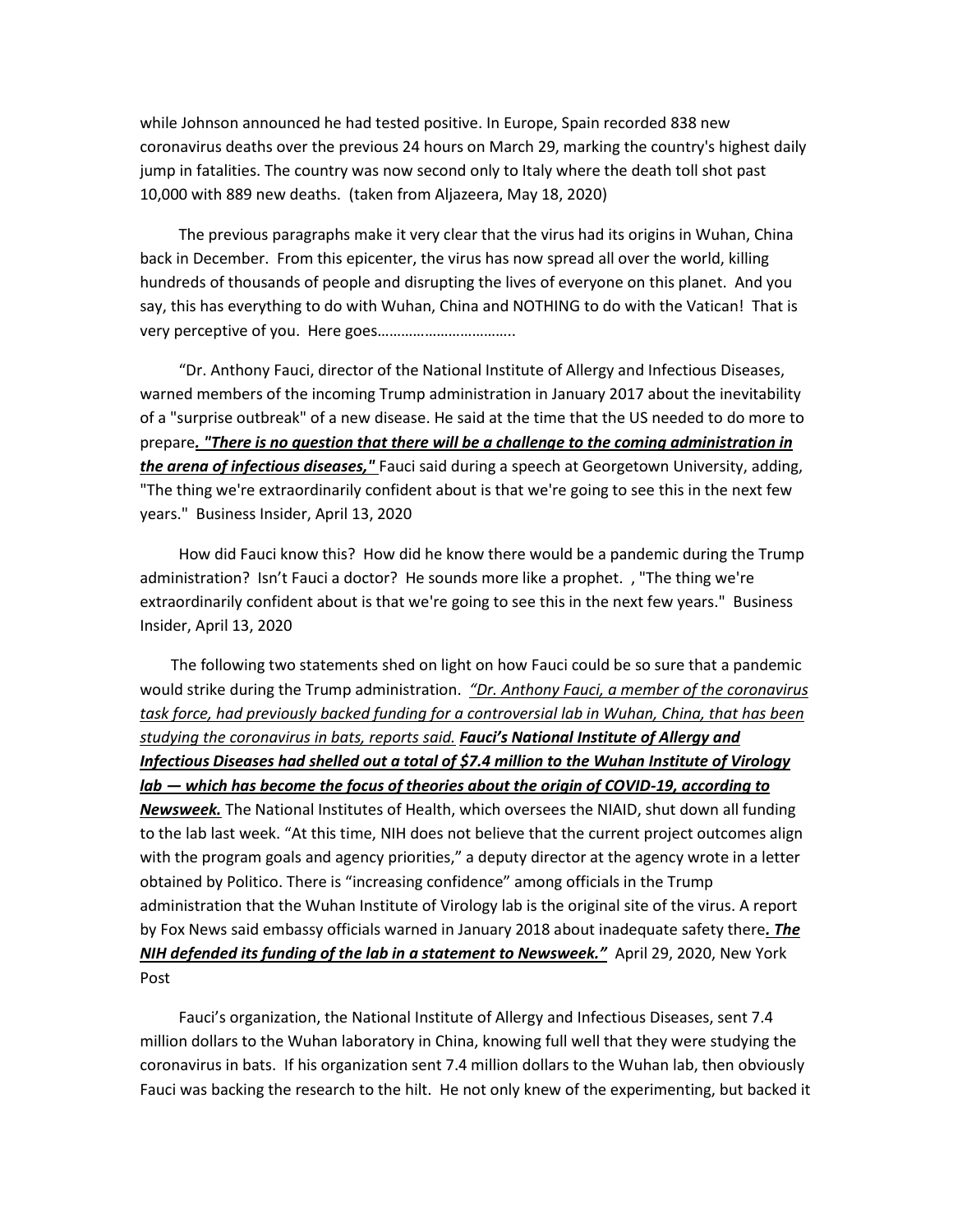while Johnson announced he had tested positive. In Europe, Spain recorded 838 new coronavirus deaths over the previous 24 hours on March 29, marking the country's highest daily jump in fatalities. The country was now second only to Italy where the death toll shot past 10,000 with 889 new deaths. (taken from Aljazeera, May 18, 2020)

The previous paragraphs make it very clear that the virus had its origins in Wuhan, China back in December. From this epicenter, the virus has now spread all over the world, killing hundreds of thousands of people and disrupting the lives of everyone on this planet. And you say, this has everything to do with Wuhan, China and NOTHING to do with the Vatican! That is very perceptive of you. Here goes……………………………..

"Dr. Anthony Fauci, director of the National Institute of Allergy and Infectious Diseases, warned members of the incoming Trump administration in January 2017 about the inevitability of a "surprise outbreak" of a new disease. He said at the time that the US needed to do more to prepare***. "There is no question that there will be a challenge to the coming administration in the arena of infectious diseases,"*** Fauci said during a speech at Georgetown University, adding, "The thing we're extraordinarily confident about is that we're going to see this in the next few years." Business Insider, April 13, 2020

How did Fauci know this? How did he know there would be a pandemic during the Trump administration? Isn't Fauci a doctor? He sounds more like a prophet. , "The thing we're extraordinarily confident about is that we're going to see this in the next few years." Business Insider, April 13, 2020

The following two statements shed on light on how Fauci could be so sure that a pandemic would strike during the Trump administration. *"Dr. Anthony Fauci, a member of the coronavirus task force, had previously backed funding for a controversial lab in Wuhan, China, that has been studying the coronavirus in bats, reports said.* ***Fauci's National Institute of Allergy and Infectious Diseases had shelled out a total of $7.4 million to the Wuhan Institute of Virology lab — which has become the focus of theories about the origin of COVID-19, according to Newsweek.*** The National Institutes of Health, which oversees the NIAID, shut down all funding to the lab last week. "At this time, NIH does not believe that the current project outcomes align with the program goals and agency priorities," a deputy director at the agency wrote in a letter obtained by Politico. There is "increasing confidence" among officials in the Trump administration that the Wuhan Institute of Virology lab is the original site of the virus. A report by Fox News said embassy officials warned in January 2018 about inadequate safety there***. The NIH defended its funding of the lab in a statement to Newsweek."*** April 29, 2020, New York Post

Fauci's organization, the National Institute of Allergy and Infectious Diseases, sent 7.4 million dollars to the Wuhan laboratory in China, knowing full well that they were studying the coronavirus in bats. If his organization sent 7.4 million dollars to the Wuhan lab, then obviously Fauci was backing the research to the hilt. He not only knew of the experimenting, but backed it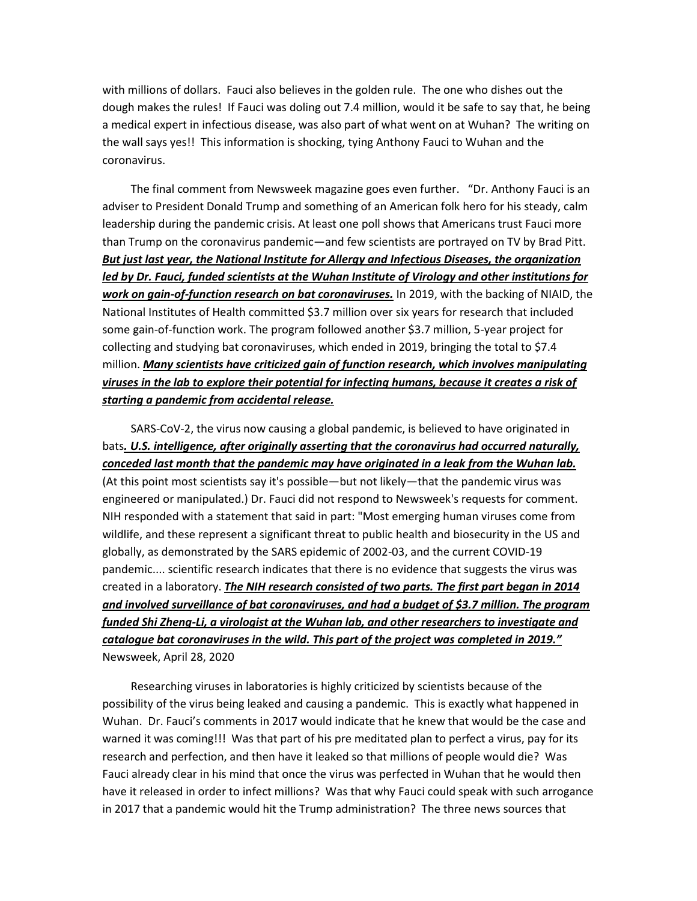with millions of dollars. Fauci also believes in the golden rule. The one who dishes out the dough makes the rules! If Fauci was doling out 7.4 million, would it be safe to say that, he being a medical expert in infectious disease, was also part of what went on at Wuhan? The writing on the wall says yes!! This information is shocking, tying Anthony Fauci to Wuhan and the coronavirus.

The final comment from Newsweek magazine goes even further. "Dr. Anthony Fauci is an adviser to President Donald Trump and something of an American folk hero for his steady, calm leadership during the pandemic crisis. At least one poll shows that Americans trust Fauci more than Trump on the coronavirus pandemic—and few scientists are portrayed on TV by Brad Pitt. ***<u>But just last year, the National Institute for Allergy and Infectious Diseases, the organization led by Dr. Fauci, funded scientists at the Wuhan Institute of Virology and other institutions for work on gain-of-function research on bat coronaviruses.</u>*** In 2019, with the backing of NIAID, the National Institutes of Health committed $3.7 million over six years for research that included some gain-of-function work. The program followed another $3.7 million, 5-year project for collecting and studying bat coronaviruses, which ended in 2019, bringing the total to $7.4 million. ***<u>Many scientists have criticized gain of function research, which involves manipulating viruses in the lab to explore their potential for infecting humans, because it creates a risk of starting a pandemic from accidental release.</u>***

SARS-CoV-2, the virus now causing a global pandemic, is believed to have originated in bats***<u>. U.S. intelligence, after originally asserting that the coronavirus had occurred naturally, conceded last month that the pandemic may have originated in a leak from the Wuhan lab.</u>*** (At this point most scientists say it's possible—but not likely—that the pandemic virus was engineered or manipulated.) Dr. Fauci did not respond to Newsweek's requests for comment. NIH responded with a statement that said in part: "Most emerging human viruses come from wildlife, and these represent a significant threat to public health and biosecurity in the US and globally, as demonstrated by the SARS epidemic of 2002-03, and the current COVID-19 pandemic.... scientific research indicates that there is no evidence that suggests the virus was created in a laboratory. ***<u>The NIH research consisted of two parts. The first part began in 2014 and involved surveillance of bat coronaviruses, and had a budget of $3.7 million. The program funded Shi Zheng-Li, a virologist at the Wuhan lab, and other researchers to investigate and catalogue bat coronaviruses in the wild. This part of the project was completed in 2019."</u>*** Newsweek, April 28, 2020

Researching viruses in laboratories is highly criticized by scientists because of the possibility of the virus being leaked and causing a pandemic. This is exactly what happened in Wuhan. Dr. Fauci's comments in 2017 would indicate that he knew that would be the case and warned it was coming!!! Was that part of his pre meditated plan to perfect a virus, pay for its research and perfection, and then have it leaked so that millions of people would die? Was Fauci already clear in his mind that once the virus was perfected in Wuhan that he would then have it released in order to infect millions? Was that why Fauci could speak with such arrogance in 2017 that a pandemic would hit the Trump administration? The three news sources that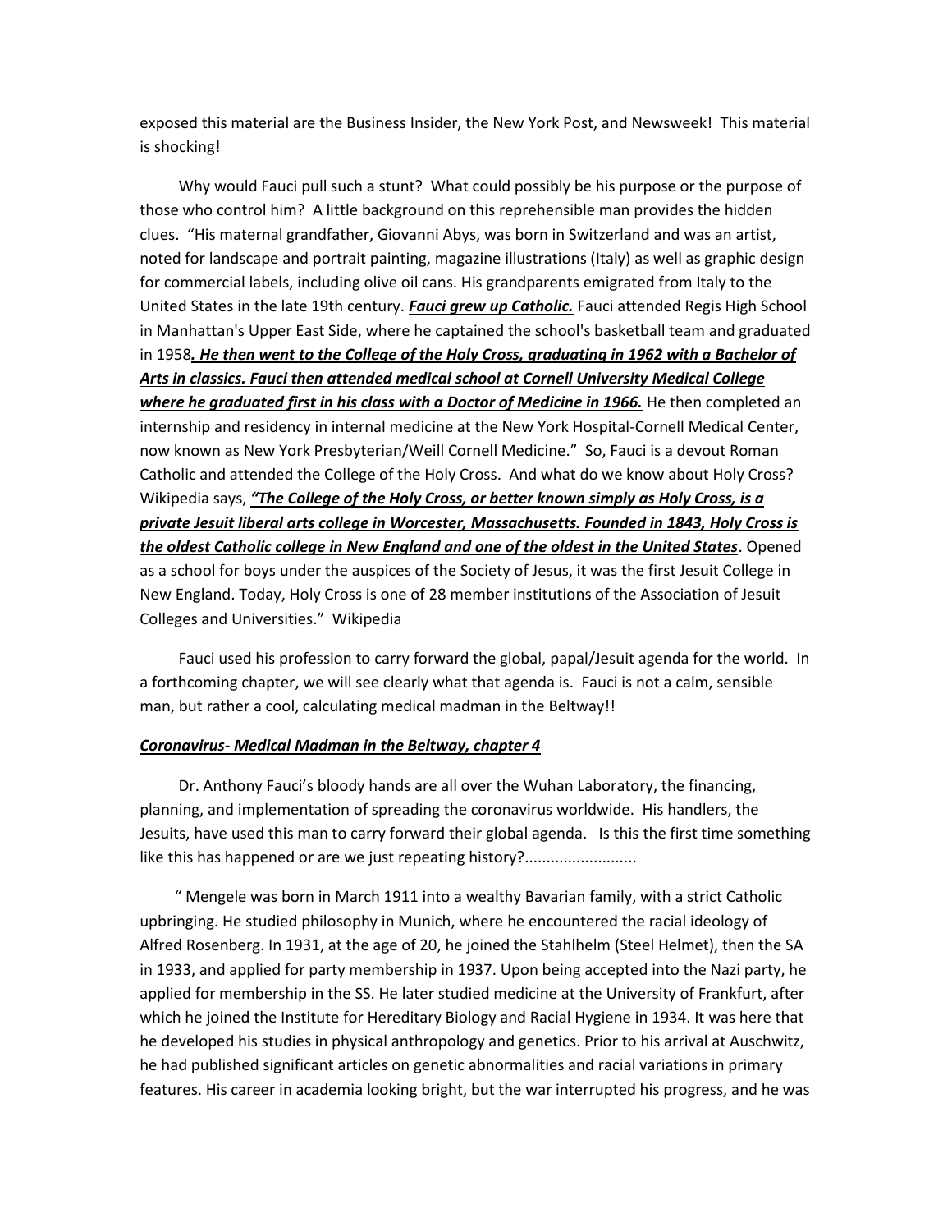exposed this material are the Business Insider, the New York Post, and Newsweek! This material is shocking!

Why would Fauci pull such a stunt? What could possibly be his purpose or the purpose of those who control him? A little background on this reprehensible man provides the hidden clues. "His maternal grandfather, Giovanni Abys, was born in Switzerland and was an artist, noted for landscape and portrait painting, magazine illustrations (Italy) as well as graphic design for commercial labels, including olive oil cans. His grandparents emigrated from Italy to the United States in the late 19th century. ***<u>Fauci grew up Catholic.</u>*** Fauci attended Regis High School in Manhattan's Upper East Side, where he captained the school's basketball team and graduated in 1958***<u>. He then went to the College of the Holy Cross, graduating in 1962 with a Bachelor of Arts in classics. Fauci then attended medical school at Cornell University Medical College where he graduated first in his class with a Doctor of Medicine in 1966.</u>*** He then completed an internship and residency in internal medicine at the New York Hospital-Cornell Medical Center, now known as New York Presbyterian/Weill Cornell Medicine." So, Fauci is a devout Roman Catholic and attended the College of the Holy Cross. And what do we know about Holy Cross? Wikipedia says, ***<u>"The College of the Holy Cross, or better known simply as Holy Cross, is a private Jesuit liberal arts college in Worcester, Massachusetts. Founded in 1843, Holy Cross is the oldest Catholic college in New England and one of the oldest in the United States</u>***. Opened as a school for boys under the auspices of the Society of Jesus, it was the first Jesuit College in New England. Today, Holy Cross is one of 28 member institutions of the Association of Jesuit Colleges and Universities." Wikipedia

Fauci used his profession to carry forward the global, papal/Jesuit agenda for the world. In a forthcoming chapter, we will see clearly what that agenda is. Fauci is not a calm, sensible man, but rather a cool, calculating medical madman in the Beltway!!

***<u>Coronavirus- Medical Madman in the Beltway, chapter 4</u>***

Dr. Anthony Fauci's bloody hands are all over the Wuhan Laboratory, the financing, planning, and implementation of spreading the coronavirus worldwide. His handlers, the Jesuits, have used this man to carry forward their global agenda. Is this the first time something like this has happened or are we just repeating history?..........................

" Mengele was born in March 1911 into a wealthy Bavarian family, with a strict Catholic upbringing. He studied philosophy in Munich, where he encountered the racial ideology of Alfred Rosenberg. In 1931, at the age of 20, he joined the Stahlhelm (Steel Helmet), then the SA in 1933, and applied for party membership in 1937. Upon being accepted into the Nazi party, he applied for membership in the SS. He later studied medicine at the University of Frankfurt, after which he joined the Institute for Hereditary Biology and Racial Hygiene in 1934. It was here that he developed his studies in physical anthropology and genetics. Prior to his arrival at Auschwitz, he had published significant articles on genetic abnormalities and racial variations in primary features. His career in academia looking bright, but the war interrupted his progress, and he was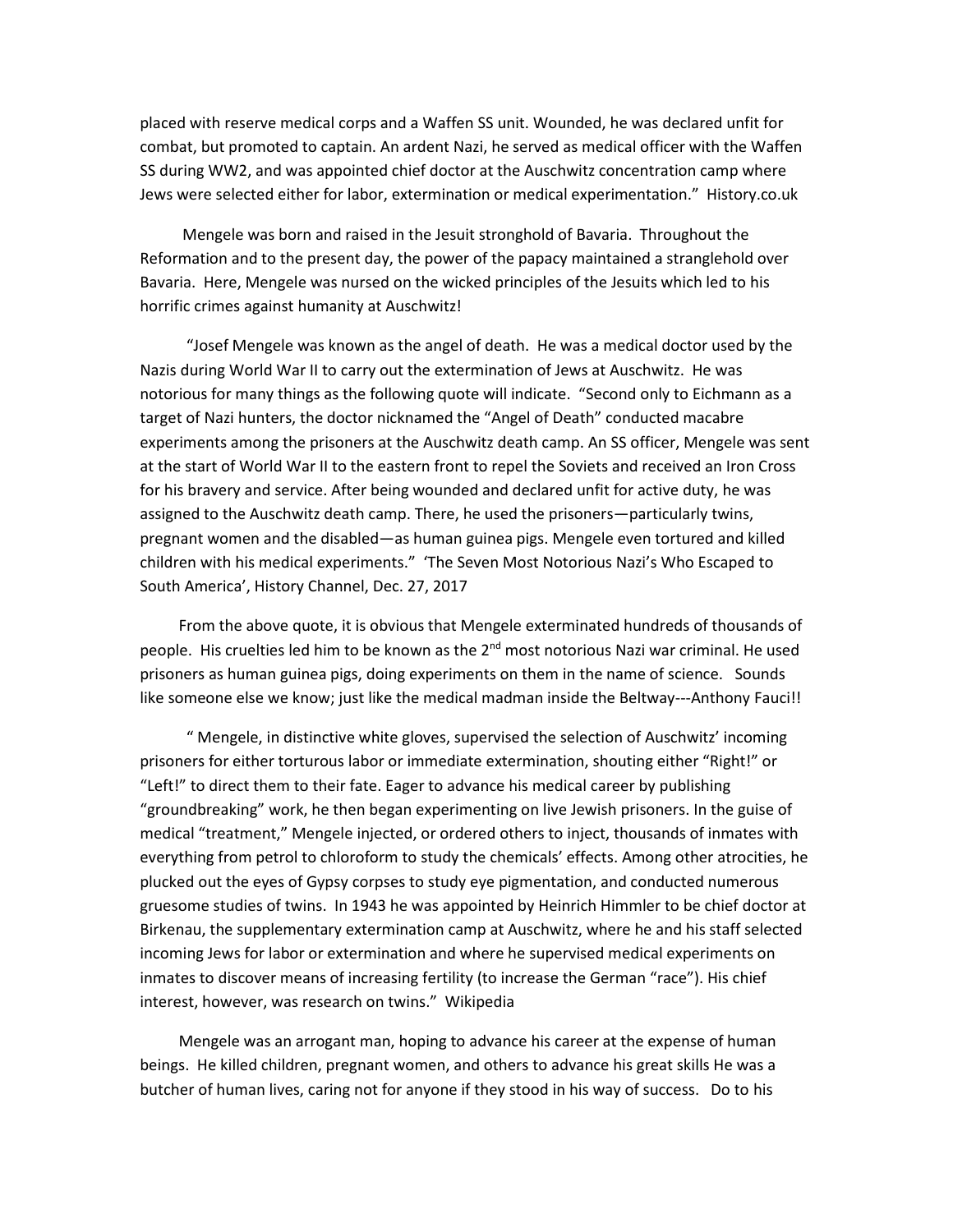placed with reserve medical corps and a Waffen SS unit. Wounded, he was declared unfit for combat, but promoted to captain. An ardent Nazi, he served as medical officer with the Waffen SS during WW2, and was appointed chief doctor at the Auschwitz concentration camp where Jews were selected either for labor, extermination or medical experimentation." History.co.uk

Mengele was born and raised in the Jesuit stronghold of Bavaria. Throughout the Reformation and to the present day, the power of the papacy maintained a stranglehold over Bavaria. Here, Mengele was nursed on the wicked principles of the Jesuits which led to his horrific crimes against humanity at Auschwitz!

"Josef Mengele was known as the angel of death. He was a medical doctor used by the Nazis during World War II to carry out the extermination of Jews at Auschwitz. He was notorious for many things as the following quote will indicate. "Second only to Eichmann as a target of Nazi hunters, the doctor nicknamed the "Angel of Death" conducted macabre experiments among the prisoners at the Auschwitz death camp. An SS officer, Mengele was sent at the start of World War II to the eastern front to repel the Soviets and received an Iron Cross for his bravery and service. After being wounded and declared unfit for active duty, he was assigned to the Auschwitz death camp. There, he used the prisoners—particularly twins, pregnant women and the disabled—as human guinea pigs. Mengele even tortured and killed children with his medical experiments." 'The Seven Most Notorious Nazi's Who Escaped to South America', History Channel, Dec. 27, 2017

From the above quote, it is obvious that Mengele exterminated hundreds of thousands of people. His cruelties led him to be known as the 2nd most notorious Nazi war criminal. He used prisoners as human guinea pigs, doing experiments on them in the name of science. Sounds like someone else we know; just like the medical madman inside the Beltway---Anthony Fauci!!

" Mengele, in distinctive white gloves, supervised the selection of Auschwitz' incoming prisoners for either torturous labor or immediate extermination, shouting either "Right!" or "Left!" to direct them to their fate. Eager to advance his medical career by publishing "groundbreaking" work, he then began experimenting on live Jewish prisoners. In the guise of medical "treatment," Mengele injected, or ordered others to inject, thousands of inmates with everything from petrol to chloroform to study the chemicals' effects. Among other atrocities, he plucked out the eyes of Gypsy corpses to study eye pigmentation, and conducted numerous gruesome studies of twins. In 1943 he was appointed by Heinrich Himmler to be chief doctor at Birkenau, the supplementary extermination camp at Auschwitz, where he and his staff selected incoming Jews for labor or extermination and where he supervised medical experiments on inmates to discover means of increasing fertility (to increase the German "race"). His chief interest, however, was research on twins." Wikipedia

Mengele was an arrogant man, hoping to advance his career at the expense of human beings. He killed children, pregnant women, and others to advance his great skills He was a butcher of human lives, caring not for anyone if they stood in his way of success. Do to his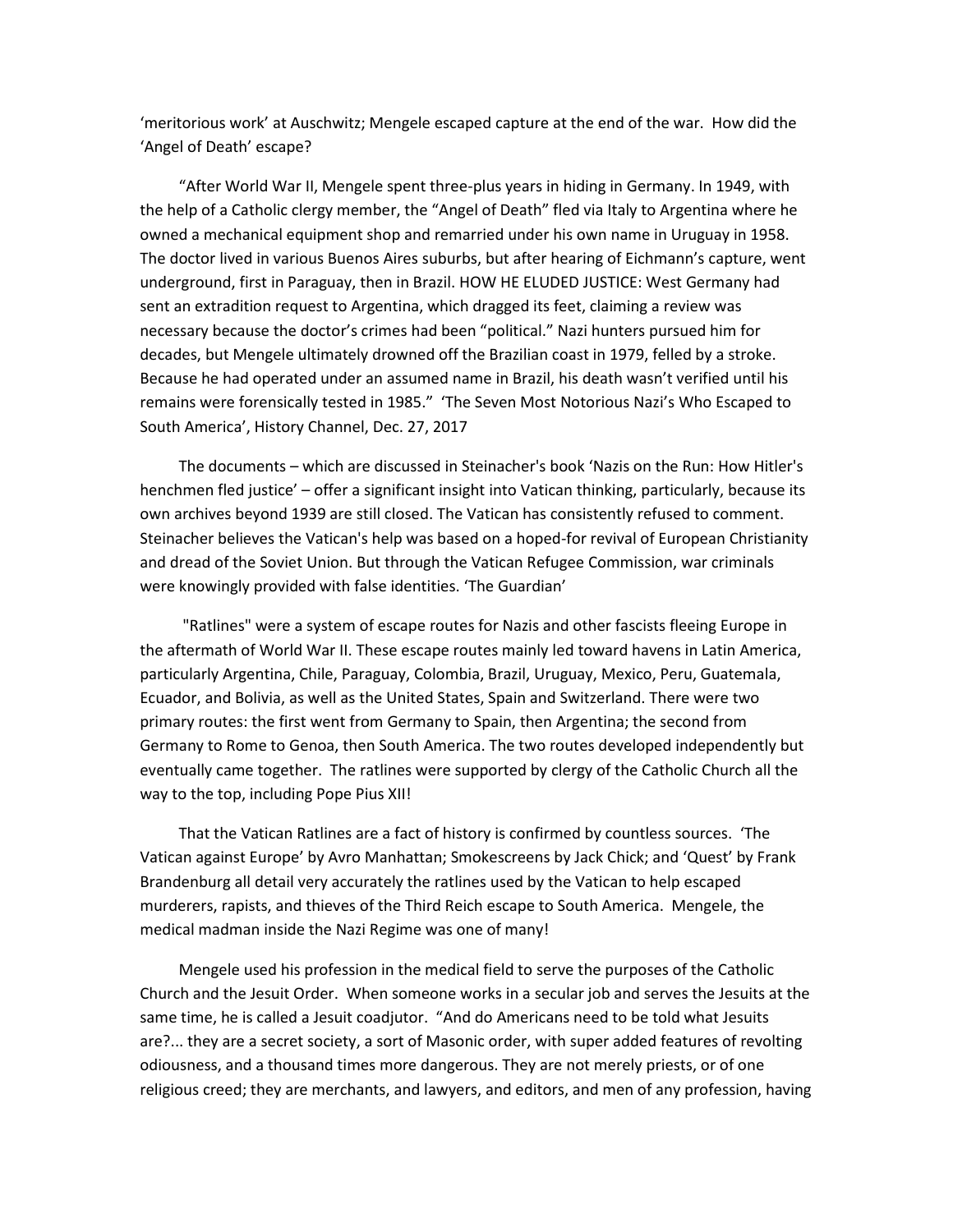'meritorious work' at Auschwitz; Mengele escaped capture at the end of the war. How did the 'Angel of Death' escape?

"After World War II, Mengele spent three-plus years in hiding in Germany. In 1949, with the help of a Catholic clergy member, the "Angel of Death" fled via Italy to Argentina where he owned a mechanical equipment shop and remarried under his own name in Uruguay in 1958. The doctor lived in various Buenos Aires suburbs, but after hearing of Eichmann's capture, went underground, first in Paraguay, then in Brazil. HOW HE ELUDED JUSTICE: West Germany had sent an extradition request to Argentina, which dragged its feet, claiming a review was necessary because the doctor's crimes had been "political." Nazi hunters pursued him for decades, but Mengele ultimately drowned off the Brazilian coast in 1979, felled by a stroke. Because he had operated under an assumed name in Brazil, his death wasn't verified until his remains were forensically tested in 1985." 'The Seven Most Notorious Nazi's Who Escaped to South America', History Channel, Dec. 27, 2017

The documents – which are discussed in Steinacher's book 'Nazis on the Run: How Hitler's henchmen fled justice' – offer a significant insight into Vatican thinking, particularly, because its own archives beyond 1939 are still closed. The Vatican has consistently refused to comment. Steinacher believes the Vatican's help was based on a hoped-for revival of European Christianity and dread of the Soviet Union. But through the Vatican Refugee Commission, war criminals were knowingly provided with false identities. 'The Guardian'

"Ratlines" were a system of escape routes for Nazis and other fascists fleeing Europe in the aftermath of World War II. These escape routes mainly led toward havens in Latin America, particularly Argentina, Chile, Paraguay, Colombia, Brazil, Uruguay, Mexico, Peru, Guatemala, Ecuador, and Bolivia, as well as the United States, Spain and Switzerland. There were two primary routes: the first went from Germany to Spain, then Argentina; the second from Germany to Rome to Genoa, then South America. The two routes developed independently but eventually came together. The ratlines were supported by clergy of the Catholic Church all the way to the top, including Pope Pius XII!

That the Vatican Ratlines are a fact of history is confirmed by countless sources. 'The Vatican against Europe' by Avro Manhattan; Smokescreens by Jack Chick; and 'Quest' by Frank Brandenburg all detail very accurately the ratlines used by the Vatican to help escaped murderers, rapists, and thieves of the Third Reich escape to South America. Mengele, the medical madman inside the Nazi Regime was one of many!

Mengele used his profession in the medical field to serve the purposes of the Catholic Church and the Jesuit Order. When someone works in a secular job and serves the Jesuits at the same time, he is called a Jesuit coadjutor. "And do Americans need to be told what Jesuits are?... they are a secret society, a sort of Masonic order, with super added features of revolting odiousness, and a thousand times more dangerous. They are not merely priests, or of one religious creed; they are merchants, and lawyers, and editors, and men of any profession, having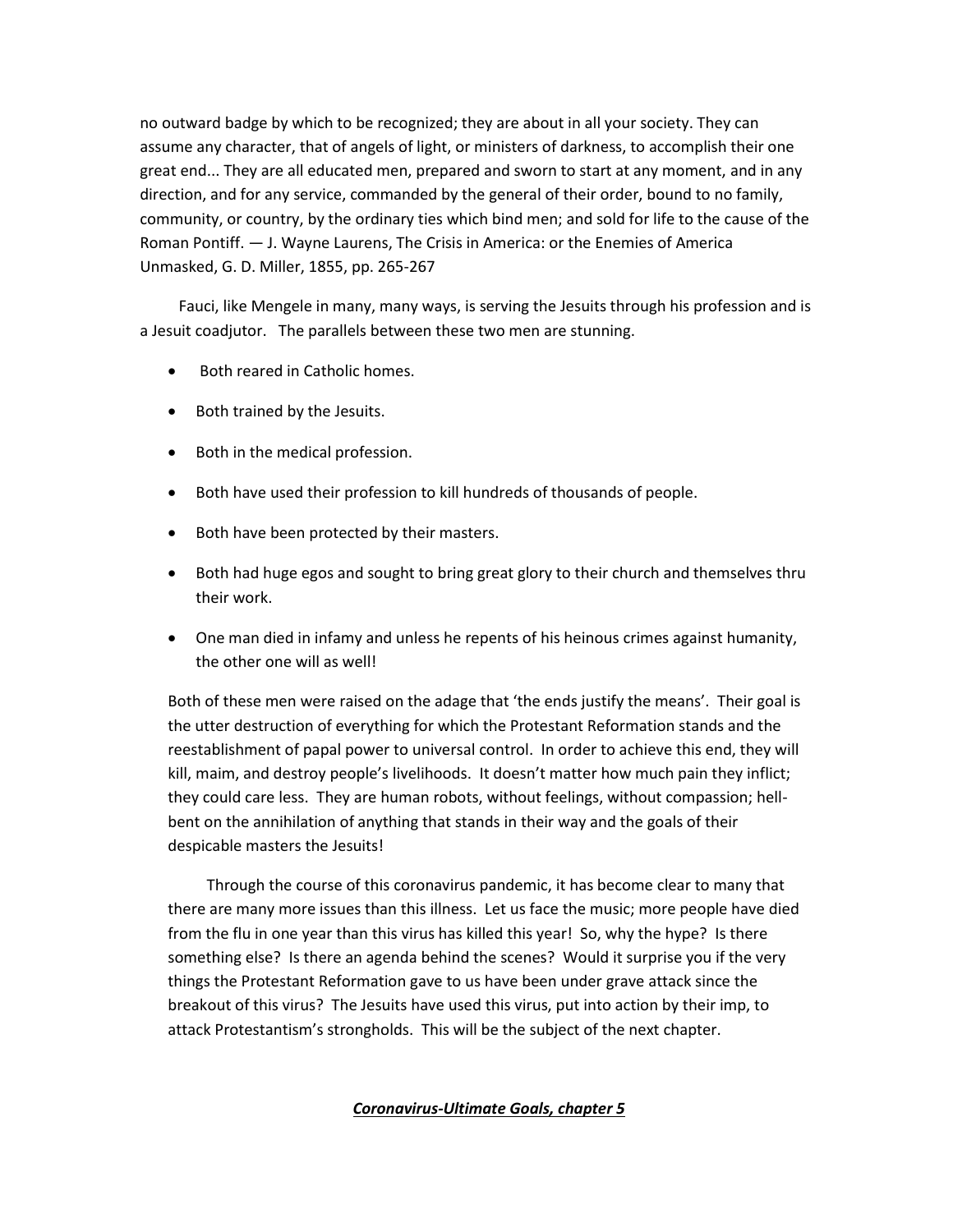no outward badge by which to be recognized; they are about in all your society. They can assume any character, that of angels of light, or ministers of darkness, to accomplish their one great end... They are all educated men, prepared and sworn to start at any moment, and in any direction, and for any service, commanded by the general of their order, bound to no family, community, or country, by the ordinary ties which bind men; and sold for life to the cause of the Roman Pontiff. — J. Wayne Laurens, The Crisis in America: or the Enemies of America Unmasked, G. D. Miller, 1855, pp. 265-267

Fauci, like Mengele in many, many ways, is serving the Jesuits through his profession and is a Jesuit coadjutor. The parallels between these two men are stunning.

- Both reared in Catholic homes.
- Both trained by the Jesuits.
- Both in the medical profession.
- Both have used their profession to kill hundreds of thousands of people.
- Both have been protected by their masters.
- Both had huge egos and sought to bring great glory to their church and themselves thru their work.
- One man died in infamy and unless he repents of his heinous crimes against humanity, the other one will as well!

Both of these men were raised on the adage that 'the ends justify the means'. Their goal is the utter destruction of everything for which the Protestant Reformation stands and the reestablishment of papal power to universal control. In order to achieve this end, they will kill, maim, and destroy people's livelihoods. It doesn't matter how much pain they inflict; they could care less. They are human robots, without feelings, without compassion; hell-bent on the annihilation of anything that stands in their way and the goals of their despicable masters the Jesuits!

Through the course of this coronavirus pandemic, it has become clear to many that there are many more issues than this illness. Let us face the music; more people have died from the flu in one year than this virus has killed this year! So, why the hype? Is there something else? Is there an agenda behind the scenes? Would it surprise you if the very things the Protestant Reformation gave to us have been under grave attack since the breakout of this virus? The Jesuits have used this virus, put into action by their imp, to attack Protestantism's strongholds. This will be the subject of the next chapter.

## ***Coronavirus-Ultimate Goals, chapter 5***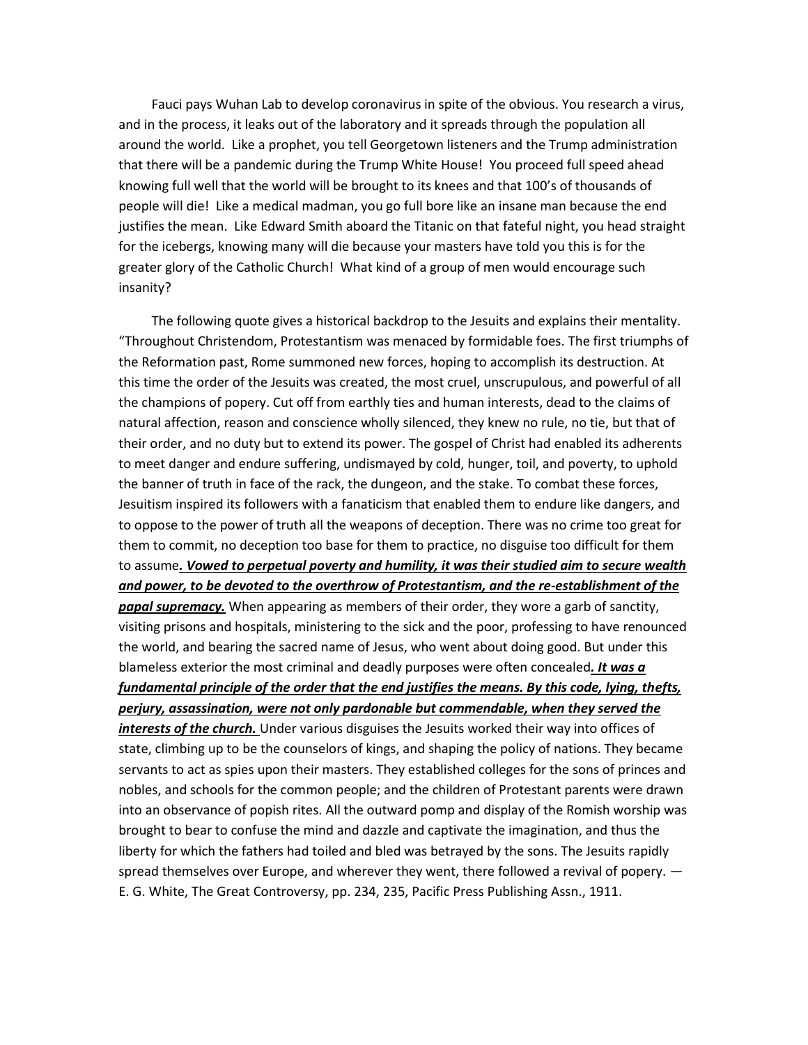Fauci pays Wuhan Lab to develop coronavirus in spite of the obvious. You research a virus, and in the process, it leaks out of the laboratory and it spreads through the population all around the world. Like a prophet, you tell Georgetown listeners and the Trump administration that there will be a pandemic during the Trump White House! You proceed full speed ahead knowing full well that the world will be brought to its knees and that 100's of thousands of people will die! Like a medical madman, you go full bore like an insane man because the end justifies the mean. Like Edward Smith aboard the Titanic on that fateful night, you head straight for the icebergs, knowing many will die because your masters have told you this is for the greater glory of the Catholic Church! What kind of a group of men would encourage such insanity?

The following quote gives a historical backdrop to the Jesuits and explains their mentality. "Throughout Christendom, Protestantism was menaced by formidable foes. The first triumphs of the Reformation past, Rome summoned new forces, hoping to accomplish its destruction. At this time the order of the Jesuits was created, the most cruel, unscrupulous, and powerful of all the champions of popery. Cut off from earthly ties and human interests, dead to the claims of natural affection, reason and conscience wholly silenced, they knew no rule, no tie, but that of their order, and no duty but to extend its power. The gospel of Christ had enabled its adherents to meet danger and endure suffering, undismayed by cold, hunger, toil, and poverty, to uphold the banner of truth in face of the rack, the dungeon, and the stake. To combat these forces, Jesuitism inspired its followers with a fanaticism that enabled them to endure like dangers, and to oppose to the power of truth all the weapons of deception. There was no crime too great for them to commit, no deception too base for them to practice, no disguise too difficult for them to assume***. Vowed to perpetual poverty and humility, it was their studied aim to secure wealth and power, to be devoted to the overthrow of Protestantism, and the re-establishment of the papal supremacy.*** When appearing as members of their order, they wore a garb of sanctity, visiting prisons and hospitals, ministering to the sick and the poor, professing to have renounced the world, and bearing the sacred name of Jesus, who went about doing good. But under this blameless exterior the most criminal and deadly purposes were often concealed***. It was a fundamental principle of the order that the end justifies the means. By this code, lying, thefts, perjury, assassination, were not only pardonable but commendable, when they served the interests of the church.*** Under various disguises the Jesuits worked their way into offices of state, climbing up to be the counselors of kings, and shaping the policy of nations. They became servants to act as spies upon their masters. They established colleges for the sons of princes and nobles, and schools for the common people; and the children of Protestant parents were drawn into an observance of popish rites. All the outward pomp and display of the Romish worship was brought to bear to confuse the mind and dazzle and captivate the imagination, and thus the liberty for which the fathers had toiled and bled was betrayed by the sons. The Jesuits rapidly spread themselves over Europe, and wherever they went, there followed a revival of popery. — E. G. White, The Great Controversy, pp. 234, 235, Pacific Press Publishing Assn., 1911.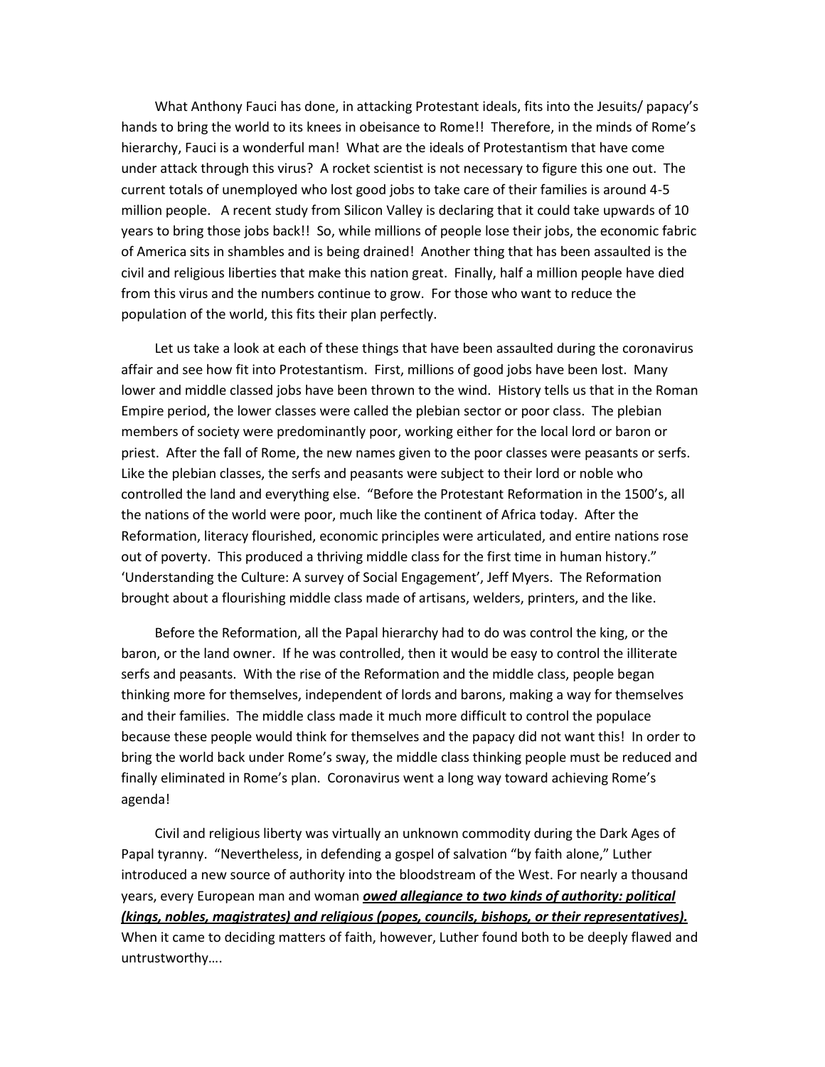What Anthony Fauci has done, in attacking Protestant ideals, fits into the Jesuits/ papacy's hands to bring the world to its knees in obeisance to Rome!! Therefore, in the minds of Rome's hierarchy, Fauci is a wonderful man! What are the ideals of Protestantism that have come under attack through this virus? A rocket scientist is not necessary to figure this one out. The current totals of unemployed who lost good jobs to take care of their families is around 4-5 million people. A recent study from Silicon Valley is declaring that it could take upwards of 10 years to bring those jobs back!! So, while millions of people lose their jobs, the economic fabric of America sits in shambles and is being drained! Another thing that has been assaulted is the civil and religious liberties that make this nation great. Finally, half a million people have died from this virus and the numbers continue to grow. For those who want to reduce the population of the world, this fits their plan perfectly.

Let us take a look at each of these things that have been assaulted during the coronavirus affair and see how fit into Protestantism. First, millions of good jobs have been lost. Many lower and middle classed jobs have been thrown to the wind. History tells us that in the Roman Empire period, the lower classes were called the plebian sector or poor class. The plebian members of society were predominantly poor, working either for the local lord or baron or priest. After the fall of Rome, the new names given to the poor classes were peasants or serfs. Like the plebian classes, the serfs and peasants were subject to their lord or noble who controlled the land and everything else. "Before the Protestant Reformation in the 1500's, all the nations of the world were poor, much like the continent of Africa today. After the Reformation, literacy flourished, economic principles were articulated, and entire nations rose out of poverty. This produced a thriving middle class for the first time in human history." 'Understanding the Culture: A survey of Social Engagement', Jeff Myers. The Reformation brought about a flourishing middle class made of artisans, welders, printers, and the like.

Before the Reformation, all the Papal hierarchy had to do was control the king, or the baron, or the land owner. If he was controlled, then it would be easy to control the illiterate serfs and peasants. With the rise of the Reformation and the middle class, people began thinking more for themselves, independent of lords and barons, making a way for themselves and their families. The middle class made it much more difficult to control the populace because these people would think for themselves and the papacy did not want this! In order to bring the world back under Rome's sway, the middle class thinking people must be reduced and finally eliminated in Rome's plan. Coronavirus went a long way toward achieving Rome's agenda!

Civil and religious liberty was virtually an unknown commodity during the Dark Ages of Papal tyranny. "Nevertheless, in defending a gospel of salvation "by faith alone," Luther introduced a new source of authority into the bloodstream of the West. For nearly a thousand years, every European man and woman ***owed allegiance to two kinds of authority: political (kings, nobles, magistrates) and religious (popes, councils, bishops, or their representatives).*** When it came to deciding matters of faith, however, Luther found both to be deeply flawed and untrustworthy….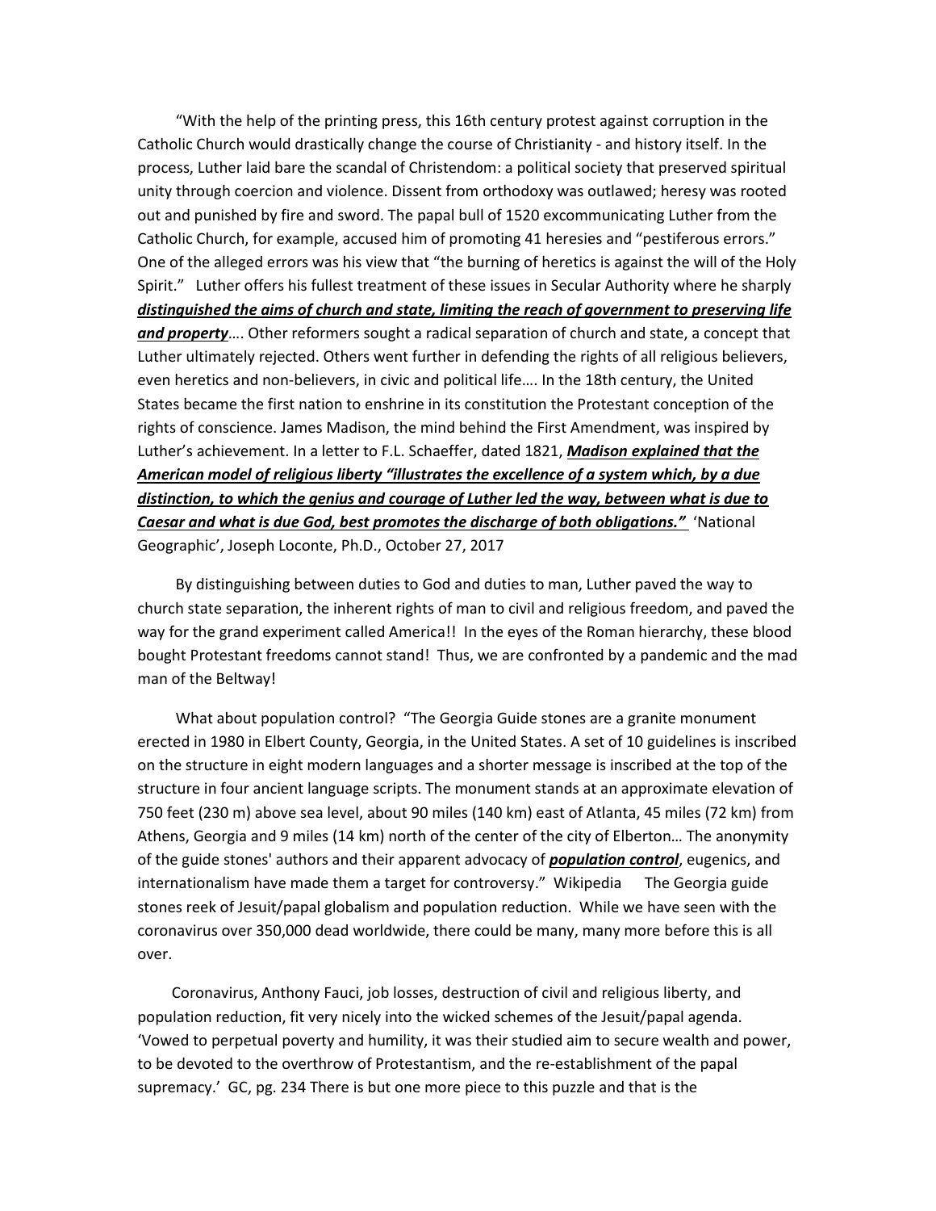“With the help of the printing press, this 16th century protest against corruption in the Catholic Church would drastically change the course of Christianity - and history itself. In the process, Luther laid bare the scandal of Christendom: a political society that preserved spiritual unity through coercion and violence. Dissent from orthodoxy was outlawed; heresy was rooted out and punished by fire and sword. The papal bull of 1520 excommunicating Luther from the Catholic Church, for example, accused him of promoting 41 heresies and “pestiferous errors.” One of the alleged errors was his view that “the burning of heretics is against the will of the Holy Spirit.” Luther offers his fullest treatment of these issues in Secular Authority where he sharply ***distinguished the aims of church and state, limiting the reach of government to preserving life and property***…. Other reformers sought a radical separation of church and state, a concept that Luther ultimately rejected. Others went further in defending the rights of all religious believers, even heretics and non-believers, in civic and political life…. In the 18th century, the United States became the first nation to enshrine in its constitution the Protestant conception of the rights of conscience. James Madison, the mind behind the First Amendment, was inspired by Luther’s achievement. In a letter to F.L. Schaeffer, dated 1821, ***Madison explained that the American model of religious liberty “illustrates the excellence of a system which, by a due distinction, to which the genius and courage of Luther led the way, between what is due to Caesar and what is due God, best promotes the discharge of both obligations.”*** ‘National Geographic’, Joseph Loconte, Ph.D., October 27, 2017

By distinguishing between duties to God and duties to man, Luther paved the way to church state separation, the inherent rights of man to civil and religious freedom, and paved the way for the grand experiment called America!! In the eyes of the Roman hierarchy, these blood bought Protestant freedoms cannot stand! Thus, we are confronted by a pandemic and the mad man of the Beltway!

What about population control? “The Georgia Guide stones are a granite monument erected in 1980 in Elbert County, Georgia, in the United States. A set of 10 guidelines is inscribed on the structure in eight modern languages and a shorter message is inscribed at the top of the structure in four ancient language scripts. The monument stands at an approximate elevation of 750 feet (230 m) above sea level, about 90 miles (140 km) east of Atlanta, 45 miles (72 km) from Athens, Georgia and 9 miles (14 km) north of the center of the city of Elberton… The anonymity of the guide stones' authors and their apparent advocacy of ***population control***, eugenics, and internationalism have made them a target for controversy.” Wikipedia The Georgia guide stones reek of Jesuit/papal globalism and population reduction. While we have seen with the coronavirus over 350,000 dead worldwide, there could be many, many more before this is all over.

Coronavirus, Anthony Fauci, job losses, destruction of civil and religious liberty, and population reduction, fit very nicely into the wicked schemes of the Jesuit/papal agenda. ‘Vowed to perpetual poverty and humility, it was their studied aim to secure wealth and power, to be devoted to the overthrow of Protestantism, and the re-establishment of the papal supremacy.’ GC, pg. 234 There is but one more piece to this puzzle and that is the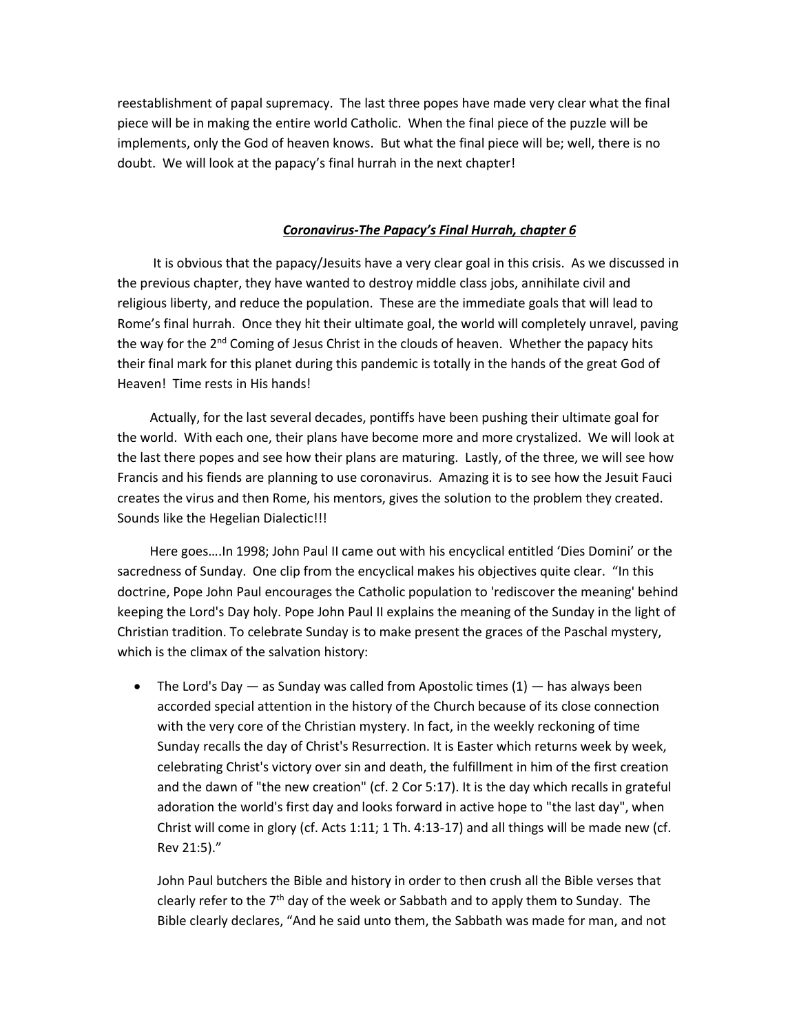reestablishment of papal supremacy. The last three popes have made very clear what the final piece will be in making the entire world Catholic. When the final piece of the puzzle will be implements, only the God of heaven knows. But what the final piece will be; well, there is no doubt. We will look at the papacy's final hurrah in the next chapter!

## ***Coronavirus-The Papacy's Final Hurrah, chapter 6***

It is obvious that the papacy/Jesuits have a very clear goal in this crisis. As we discussed in the previous chapter, they have wanted to destroy middle class jobs, annihilate civil and religious liberty, and reduce the population. These are the immediate goals that will lead to Rome's final hurrah. Once they hit their ultimate goal, the world will completely unravel, paving the way for the 2nd Coming of Jesus Christ in the clouds of heaven. Whether the papacy hits their final mark for this planet during this pandemic is totally in the hands of the great God of Heaven! Time rests in His hands!

Actually, for the last several decades, pontiffs have been pushing their ultimate goal for the world. With each one, their plans have become more and more crystalized. We will look at the last there popes and see how their plans are maturing. Lastly, of the three, we will see how Francis and his fiends are planning to use coronavirus. Amazing it is to see how the Jesuit Fauci creates the virus and then Rome, his mentors, gives the solution to the problem they created. Sounds like the Hegelian Dialectic!!!

Here goes….In 1998; John Paul II came out with his encyclical entitled 'Dies Domini' or the sacredness of Sunday. One clip from the encyclical makes his objectives quite clear. "In this doctrine, Pope John Paul encourages the Catholic population to 'rediscover the meaning' behind keeping the Lord's Day holy. Pope John Paul II explains the meaning of the Sunday in the light of Christian tradition. To celebrate Sunday is to make present the graces of the Paschal mystery, which is the climax of the salvation history:

- The Lord's Day — as Sunday was called from Apostolic times (1) — has always been accorded special attention in the history of the Church because of its close connection with the very core of the Christian mystery. In fact, in the weekly reckoning of time Sunday recalls the day of Christ's Resurrection. It is Easter which returns week by week, celebrating Christ's victory over sin and death, the fulfillment in him of the first creation and the dawn of "the new creation" (cf. 2 Cor 5:17). It is the day which recalls in grateful adoration the world's first day and looks forward in active hope to "the last day", when Christ will come in glory (cf. Acts 1:11; 1 Th. 4:13-17) and all things will be made new (cf. Rev 21:5)."

  John Paul butchers the Bible and history in order to then crush all the Bible verses that clearly refer to the 7th day of the week or Sabbath and to apply them to Sunday. The Bible clearly declares, "And he said unto them, the Sabbath was made for man, and not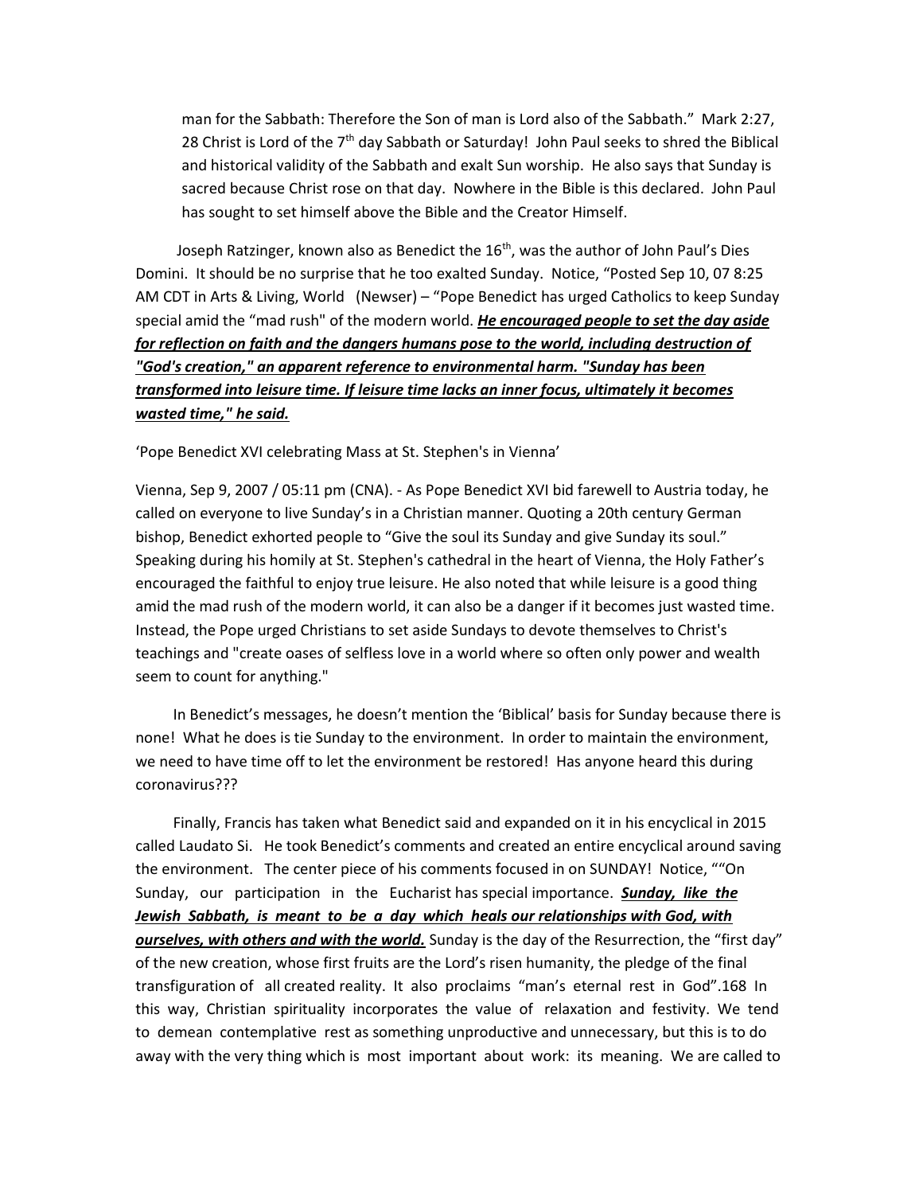man for the Sabbath: Therefore the Son of man is Lord also of the Sabbath." Mark 2:27, 28 Christ is Lord of the 7th day Sabbath or Saturday! John Paul seeks to shred the Biblical and historical validity of the Sabbath and exalt Sun worship. He also says that Sunday is sacred because Christ rose on that day. Nowhere in the Bible is this declared. John Paul has sought to set himself above the Bible and the Creator Himself.

Joseph Ratzinger, known also as Benedict the 16th, was the author of John Paul's Dies Domini. It should be no surprise that he too exalted Sunday. Notice, "Posted Sep 10, 07 8:25 AM CDT in Arts & Living, World (Newser) – "Pope Benedict has urged Catholics to keep Sunday special amid the "mad rush" of the modern world. ***He encouraged people to set the day aside for reflection on faith and the dangers humans pose to the world, including destruction of "God's creation," an apparent reference to environmental harm. "Sunday has been transformed into leisure time. If leisure time lacks an inner focus, ultimately it becomes wasted time," he said.***

'Pope Benedict XVI celebrating Mass at St. Stephen's in Vienna'

Vienna, Sep 9, 2007 / 05:11 pm (CNA). - As Pope Benedict XVI bid farewell to Austria today, he called on everyone to live Sunday's in a Christian manner. Quoting a 20th century German bishop, Benedict exhorted people to "Give the soul its Sunday and give Sunday its soul." Speaking during his homily at St. Stephen's cathedral in the heart of Vienna, the Holy Father's encouraged the faithful to enjoy true leisure. He also noted that while leisure is a good thing amid the mad rush of the modern world, it can also be a danger if it becomes just wasted time. Instead, the Pope urged Christians to set aside Sundays to devote themselves to Christ's teachings and "create oases of selfless love in a world where so often only power and wealth seem to count for anything."

In Benedict's messages, he doesn't mention the 'Biblical' basis for Sunday because there is none! What he does is tie Sunday to the environment. In order to maintain the environment, we need to have time off to let the environment be restored! Has anyone heard this during coronavirus???

Finally, Francis has taken what Benedict said and expanded on it in his encyclical in 2015 called Laudato Si. He took Benedict's comments and created an entire encyclical around saving the environment. The center piece of his comments focused in on SUNDAY! Notice, ""On Sunday, our participation in the Eucharist has special importance. ***Sunday, like the Jewish Sabbath, is meant to be a day which heals our relationships with God, with ourselves, with others and with the world.*** Sunday is the day of the Resurrection, the "first day" of the new creation, whose first fruits are the Lord's risen humanity, the pledge of the final transfiguration of all created reality. It also proclaims "man's eternal rest in God".168 In this way, Christian spirituality incorporates the value of relaxation and festivity. We tend to demean contemplative rest as something unproductive and unnecessary, but this is to do away with the very thing which is most important about work: its meaning. We are called to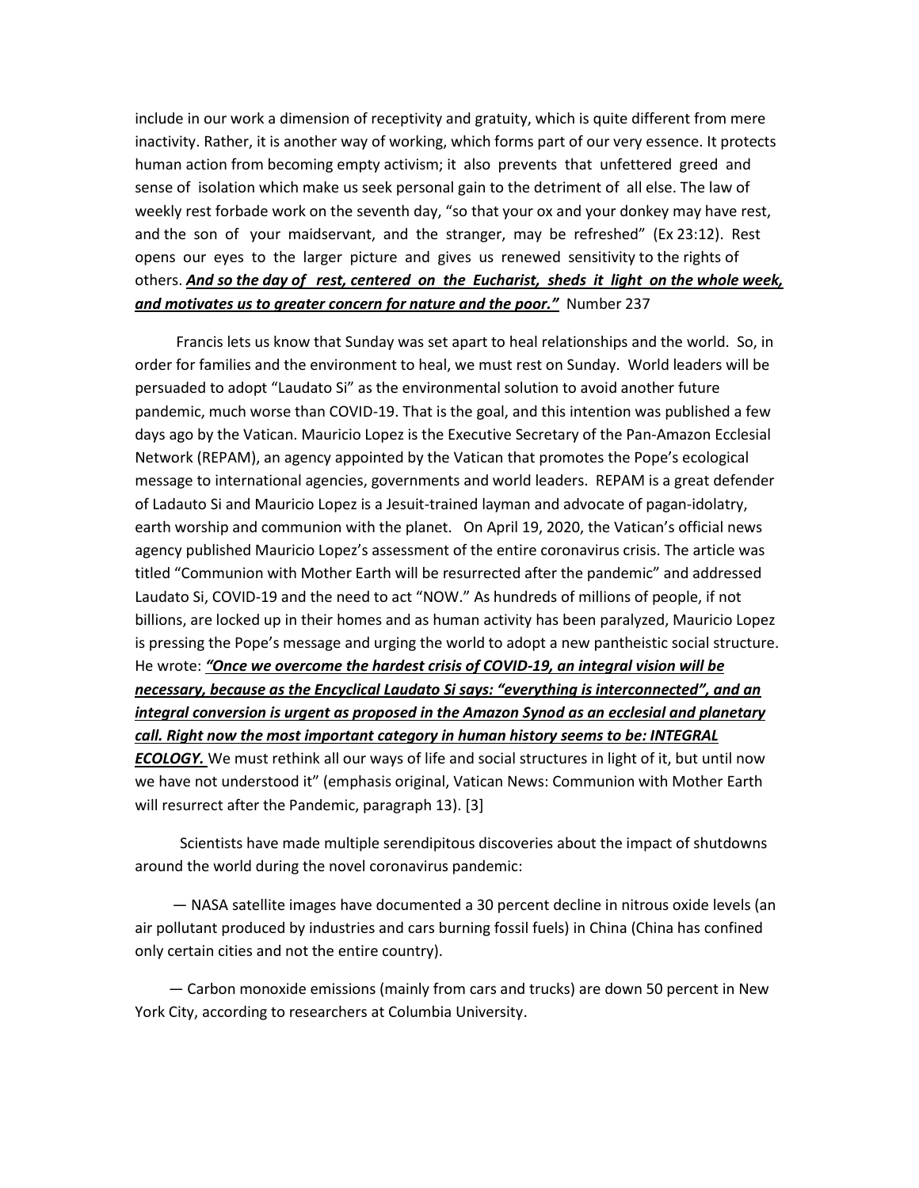include in our work a dimension of receptivity and gratuity, which is quite different from mere inactivity. Rather, it is another way of working, which forms part of our very essence. It protects human action from becoming empty activism; it also prevents that unfettered greed and sense of isolation which make us seek personal gain to the detriment of all else. The law of weekly rest forbade work on the seventh day, "so that your ox and your donkey may have rest, and the son of your maidservant, and the stranger, may be refreshed" (Ex 23:12). Rest opens our eyes to the larger picture and gives us renewed sensitivity to the rights of others. ***And so the day of rest, centered on the Eucharist, sheds it light on the whole week, and motivates us to greater concern for nature and the poor."*** Number 237

Francis lets us know that Sunday was set apart to heal relationships and the world. So, in order for families and the environment to heal, we must rest on Sunday. World leaders will be persuaded to adopt "Laudato Si" as the environmental solution to avoid another future pandemic, much worse than COVID-19. That is the goal, and this intention was published a few days ago by the Vatican. Mauricio Lopez is the Executive Secretary of the Pan-Amazon Ecclesial Network (REPAM), an agency appointed by the Vatican that promotes the Pope's ecological message to international agencies, governments and world leaders. REPAM is a great defender of Ladauto Si and Mauricio Lopez is a Jesuit-trained layman and advocate of pagan-idolatry, earth worship and communion with the planet. On April 19, 2020, the Vatican's official news agency published Mauricio Lopez's assessment of the entire coronavirus crisis. The article was titled "Communion with Mother Earth will be resurrected after the pandemic" and addressed Laudato Si, COVID-19 and the need to act "NOW." As hundreds of millions of people, if not billions, are locked up in their homes and as human activity has been paralyzed, Mauricio Lopez is pressing the Pope's message and urging the world to adopt a new pantheistic social structure. He wrote: ***"Once we overcome the hardest crisis of COVID-19, an integral vision will be necessary, because as the Encyclical Laudato Si says: "everything is interconnected", and an integral conversion is urgent as proposed in the Amazon Synod as an ecclesial and planetary call. Right now the most important category in human history seems to be: INTEGRAL ECOLOGY.*** We must rethink all our ways of life and social structures in light of it, but until now we have not understood it" (emphasis original, Vatican News: Communion with Mother Earth will resurrect after the Pandemic, paragraph 13). [3]

Scientists have made multiple serendipitous discoveries about the impact of shutdowns around the world during the novel coronavirus pandemic:

— NASA satellite images have documented a 30 percent decline in nitrous oxide levels (an air pollutant produced by industries and cars burning fossil fuels) in China (China has confined only certain cities and not the entire country).

— Carbon monoxide emissions (mainly from cars and trucks) are down 50 percent in New York City, according to researchers at Columbia University.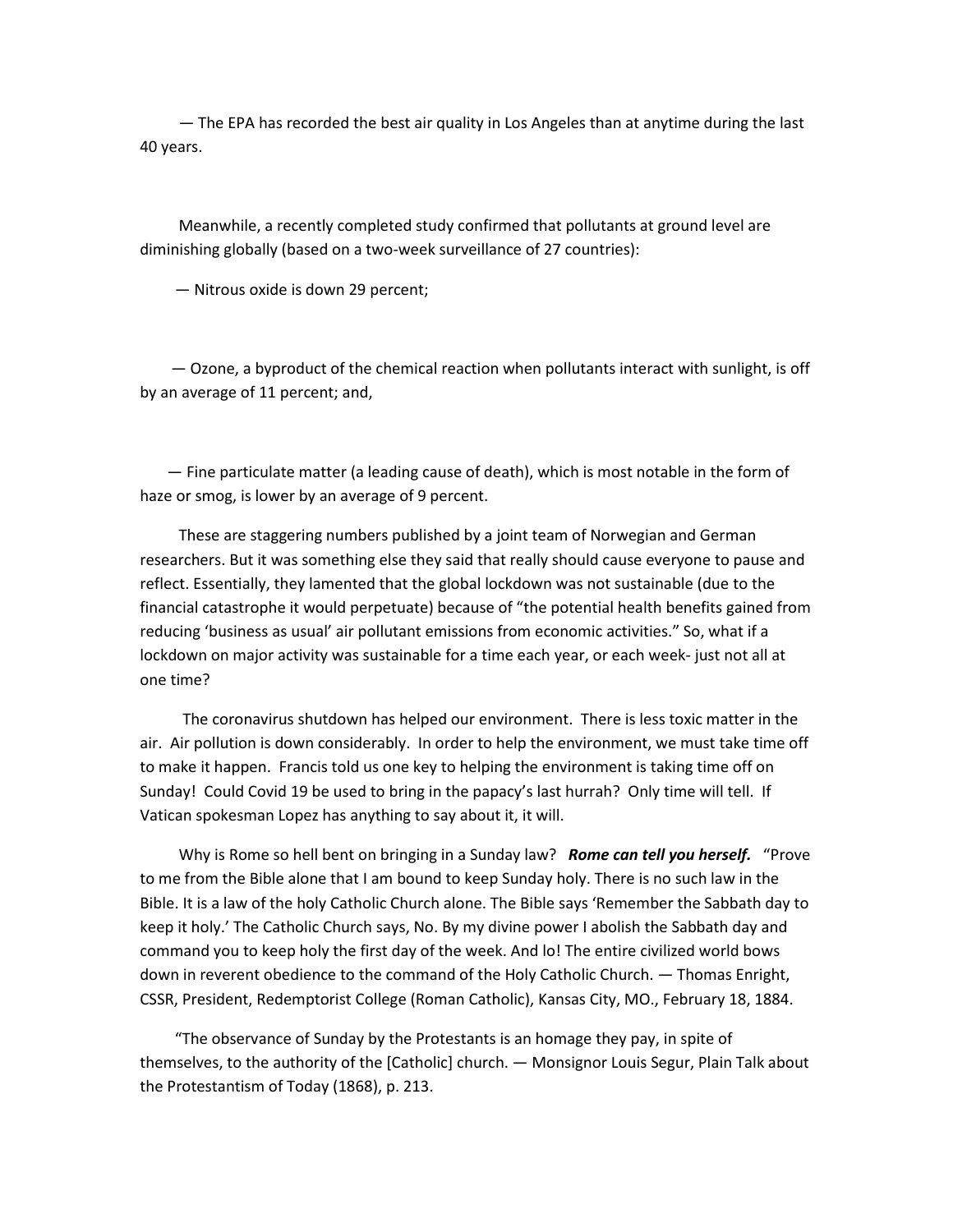— The EPA has recorded the best air quality in Los Angeles than at anytime during the last 40 years.

Meanwhile, a recently completed study confirmed that pollutants at ground level are diminishing globally (based on a two-week surveillance of 27 countries):

— Nitrous oxide is down 29 percent;

— Ozone, a byproduct of the chemical reaction when pollutants interact with sunlight, is off by an average of 11 percent; and,

— Fine particulate matter (a leading cause of death), which is most notable in the form of haze or smog, is lower by an average of 9 percent.

These are staggering numbers published by a joint team of Norwegian and German researchers. But it was something else they said that really should cause everyone to pause and reflect. Essentially, they lamented that the global lockdown was not sustainable (due to the financial catastrophe it would perpetuate) because of "the potential health benefits gained from reducing 'business as usual' air pollutant emissions from economic activities." So, what if a lockdown on major activity was sustainable for a time each year, or each week- just not all at one time?

The coronavirus shutdown has helped our environment. There is less toxic matter in the air. Air pollution is down considerably. In order to help the environment, we must take time off to make it happen. Francis told us one key to helping the environment is taking time off on Sunday! Could Covid 19 be used to bring in the papacy's last hurrah? Only time will tell. If Vatican spokesman Lopez has anything to say about it, it will.

Why is Rome so hell bent on bringing in a Sunday law? ***Rome can tell you herself.*** "Prove to me from the Bible alone that I am bound to keep Sunday holy. There is no such law in the Bible. It is a law of the holy Catholic Church alone. The Bible says 'Remember the Sabbath day to keep it holy.' The Catholic Church says, No. By my divine power I abolish the Sabbath day and command you to keep holy the first day of the week. And lo! The entire civilized world bows down in reverent obedience to the command of the Holy Catholic Church. — Thomas Enright, CSSR, President, Redemptorist College (Roman Catholic), Kansas City, MO., February 18, 1884.

"The observance of Sunday by the Protestants is an homage they pay, in spite of themselves, to the authority of the [Catholic] church. — Monsignor Louis Segur, Plain Talk about the Protestantism of Today (1868), p. 213.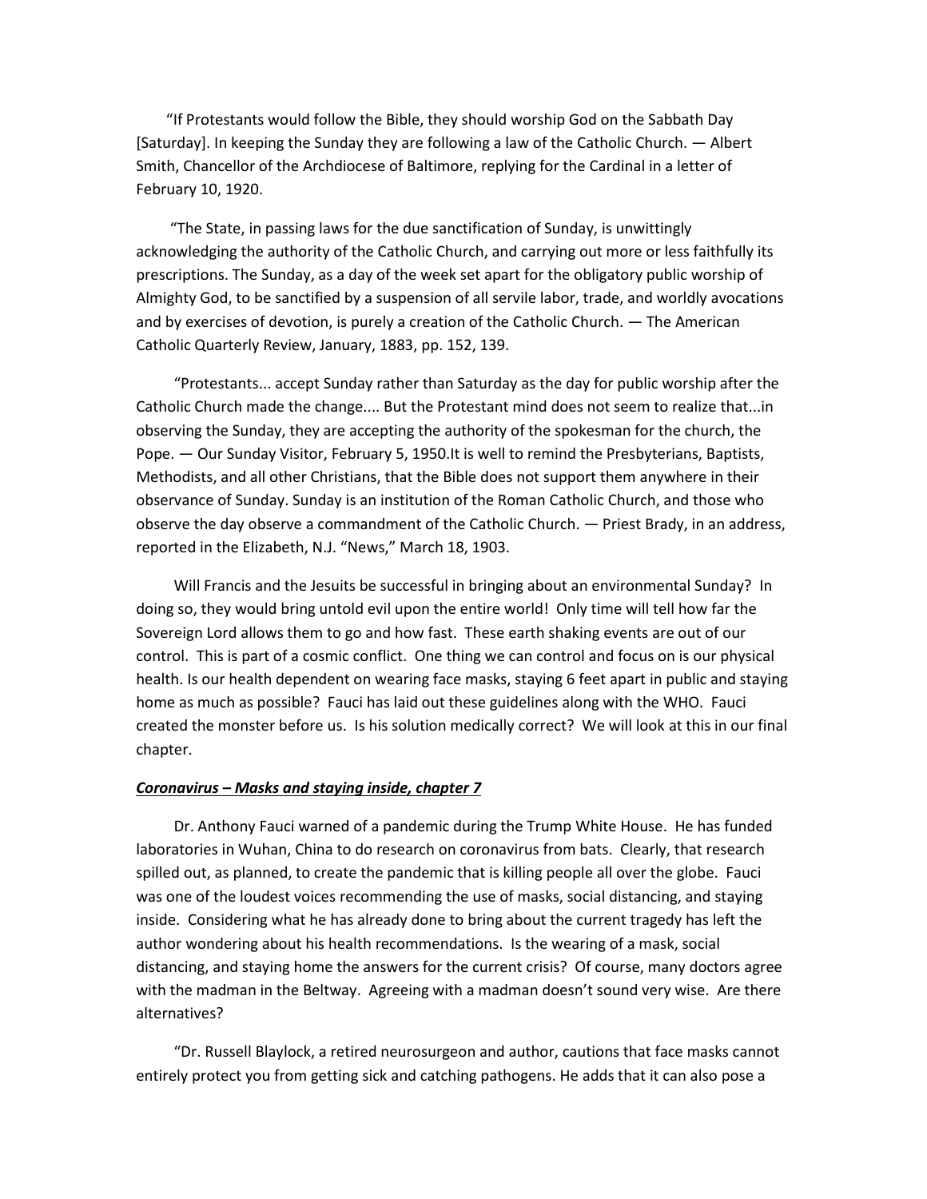"If Protestants would follow the Bible, they should worship God on the Sabbath Day [Saturday]. In keeping the Sunday they are following a law of the Catholic Church. — Albert Smith, Chancellor of the Archdiocese of Baltimore, replying for the Cardinal in a letter of February 10, 1920.

"The State, in passing laws for the due sanctification of Sunday, is unwittingly acknowledging the authority of the Catholic Church, and carrying out more or less faithfully its prescriptions. The Sunday, as a day of the week set apart for the obligatory public worship of Almighty God, to be sanctified by a suspension of all servile labor, trade, and worldly avocations and by exercises of devotion, is purely a creation of the Catholic Church. — The American Catholic Quarterly Review, January, 1883, pp. 152, 139.

"Protestants... accept Sunday rather than Saturday as the day for public worship after the Catholic Church made the change.... But the Protestant mind does not seem to realize that...in observing the Sunday, they are accepting the authority of the spokesman for the church, the Pope. — Our Sunday Visitor, February 5, 1950.It is well to remind the Presbyterians, Baptists, Methodists, and all other Christians, that the Bible does not support them anywhere in their observance of Sunday. Sunday is an institution of the Roman Catholic Church, and those who observe the day observe a commandment of the Catholic Church. — Priest Brady, in an address, reported in the Elizabeth, N.J. "News," March 18, 1903.

Will Francis and the Jesuits be successful in bringing about an environmental Sunday? In doing so, they would bring untold evil upon the entire world! Only time will tell how far the Sovereign Lord allows them to go and how fast. These earth shaking events are out of our control. This is part of a cosmic conflict. One thing we can control and focus on is our physical health. Is our health dependent on wearing face masks, staying 6 feet apart in public and staying home as much as possible? Fauci has laid out these guidelines along with the WHO. Fauci created the monster before us. Is his solution medically correct? We will look at this in our final chapter.

## ***Coronavirus – Masks and staying inside, chapter 7***

Dr. Anthony Fauci warned of a pandemic during the Trump White House. He has funded laboratories in Wuhan, China to do research on coronavirus from bats. Clearly, that research spilled out, as planned, to create the pandemic that is killing people all over the globe. Fauci was one of the loudest voices recommending the use of masks, social distancing, and staying inside. Considering what he has already done to bring about the current tragedy has left the author wondering about his health recommendations. Is the wearing of a mask, social distancing, and staying home the answers for the current crisis? Of course, many doctors agree with the madman in the Beltway. Agreeing with a madman doesn't sound very wise. Are there alternatives?

"Dr. Russell Blaylock, a retired neurosurgeon and author, cautions that face masks cannot entirely protect you from getting sick and catching pathogens. He adds that it can also pose a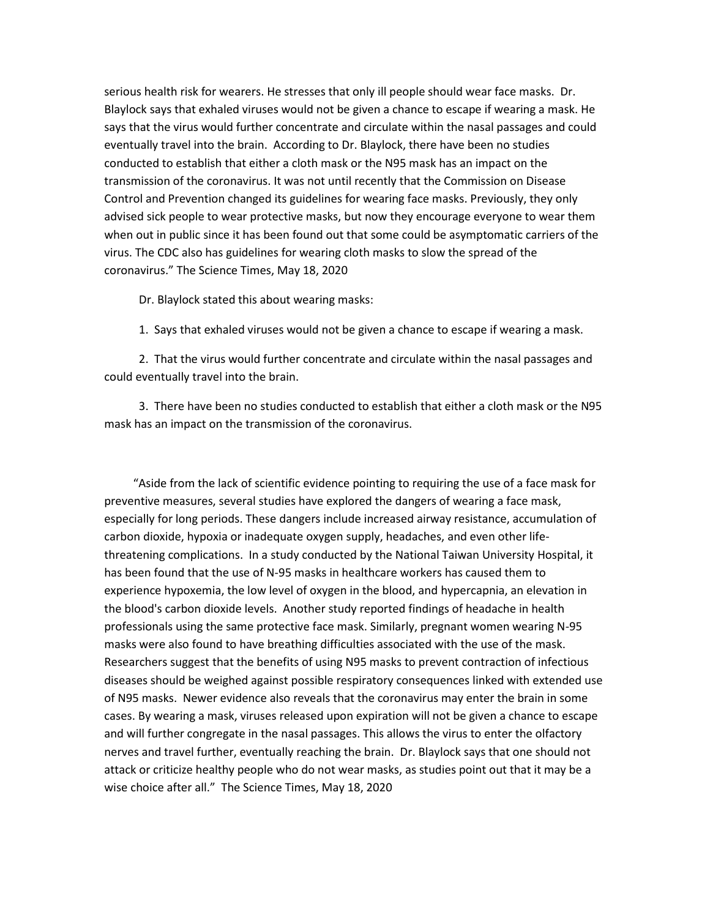serious health risk for wearers. He stresses that only ill people should wear face masks. Dr. Blaylock says that exhaled viruses would not be given a chance to escape if wearing a mask. He says that the virus would further concentrate and circulate within the nasal passages and could eventually travel into the brain. According to Dr. Blaylock, there have been no studies conducted to establish that either a cloth mask or the N95 mask has an impact on the transmission of the coronavirus. It was not until recently that the Commission on Disease Control and Prevention changed its guidelines for wearing face masks. Previously, they only advised sick people to wear protective masks, but now they encourage everyone to wear them when out in public since it has been found out that some could be asymptomatic carriers of the virus. The CDC also has guidelines for wearing cloth masks to slow the spread of the coronavirus." The Science Times, May 18, 2020

Dr. Blaylock stated this about wearing masks:

1. Says that exhaled viruses would not be given a chance to escape if wearing a mask.

2. That the virus would further concentrate and circulate within the nasal passages and could eventually travel into the brain.

3. There have been no studies conducted to establish that either a cloth mask or the N95 mask has an impact on the transmission of the coronavirus.

"Aside from the lack of scientific evidence pointing to requiring the use of a face mask for preventive measures, several studies have explored the dangers of wearing a face mask, especially for long periods. These dangers include increased airway resistance, accumulation of carbon dioxide, hypoxia or inadequate oxygen supply, headaches, and even other life-threatening complications. In a study conducted by the National Taiwan University Hospital, it has been found that the use of N-95 masks in healthcare workers has caused them to experience hypoxemia, the low level of oxygen in the blood, and hypercapnia, an elevation in the blood's carbon dioxide levels. Another study reported findings of headache in health professionals using the same protective face mask. Similarly, pregnant women wearing N-95 masks were also found to have breathing difficulties associated with the use of the mask. Researchers suggest that the benefits of using N95 masks to prevent contraction of infectious diseases should be weighed against possible respiratory consequences linked with extended use of N95 masks. Newer evidence also reveals that the coronavirus may enter the brain in some cases. By wearing a mask, viruses released upon expiration will not be given a chance to escape and will further congregate in the nasal passages. This allows the virus to enter the olfactory nerves and travel further, eventually reaching the brain. Dr. Blaylock says that one should not attack or criticize healthy people who do not wear masks, as studies point out that it may be a wise choice after all." The Science Times, May 18, 2020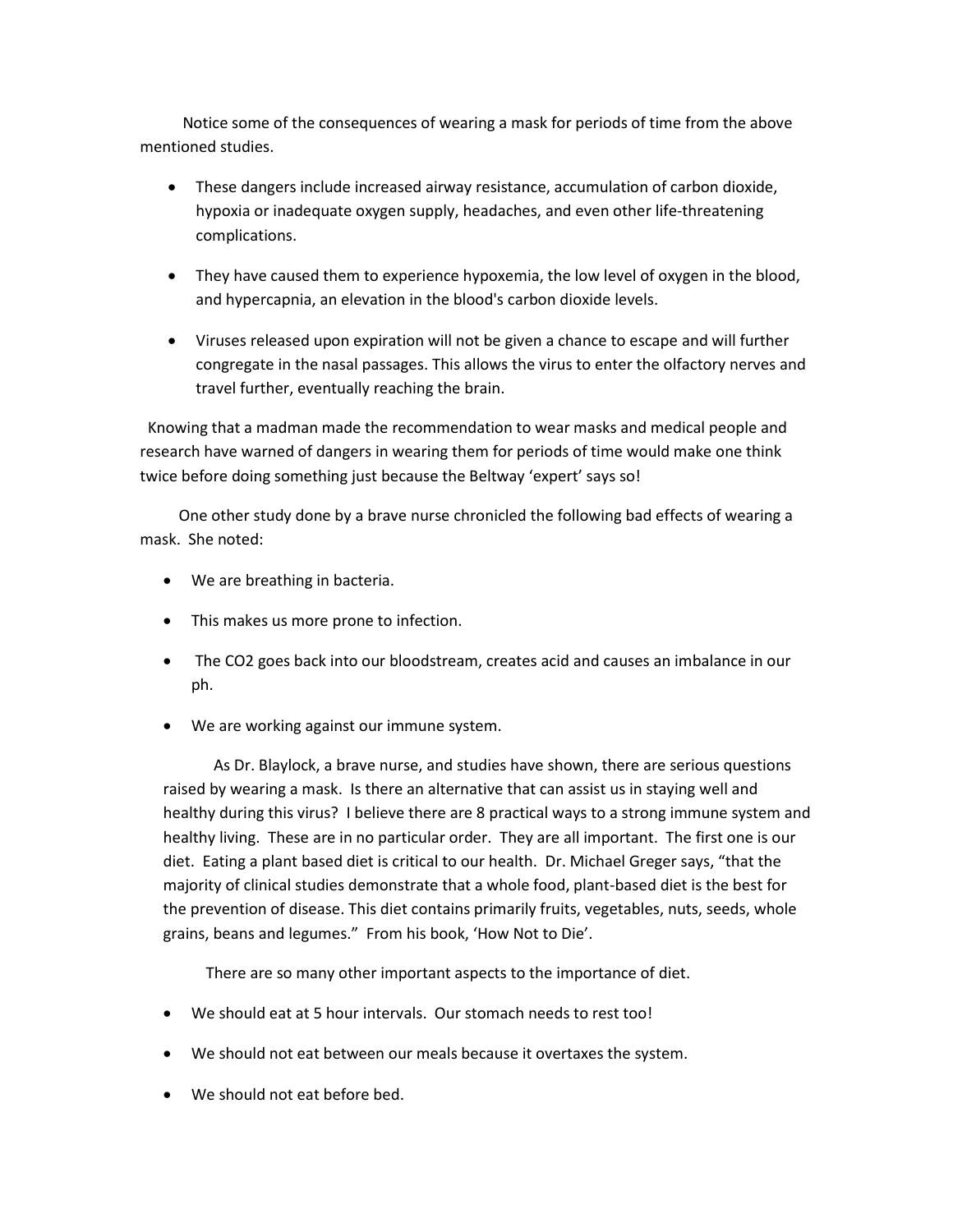Notice some of the consequences of wearing a mask for periods of time from the above mentioned studies.

- These dangers include increased airway resistance, accumulation of carbon dioxide, hypoxia or inadequate oxygen supply, headaches, and even other life-threatening complications.
- They have caused them to experience hypoxemia, the low level of oxygen in the blood, and hypercapnia, an elevation in the blood's carbon dioxide levels.
- Viruses released upon expiration will not be given a chance to escape and will further congregate in the nasal passages. This allows the virus to enter the olfactory nerves and travel further, eventually reaching the brain.

Knowing that a madman made the recommendation to wear masks and medical people and research have warned of dangers in wearing them for periods of time would make one think twice before doing something just because the Beltway 'expert' says so!

One other study done by a brave nurse chronicled the following bad effects of wearing a mask. She noted:

- We are breathing in bacteria.
- This makes us more prone to infection.
- The CO2 goes back into our bloodstream, creates acid and causes an imbalance in our ph.
- We are working against our immune system.

As Dr. Blaylock, a brave nurse, and studies have shown, there are serious questions raised by wearing a mask. Is there an alternative that can assist us in staying well and healthy during this virus? I believe there are 8 practical ways to a strong immune system and healthy living. These are in no particular order. They are all important. The first one is our diet. Eating a plant based diet is critical to our health. Dr. Michael Greger says, "that the majority of clinical studies demonstrate that a whole food, plant-based diet is the best for the prevention of disease. This diet contains primarily fruits, vegetables, nuts, seeds, whole grains, beans and legumes." From his book, 'How Not to Die'.

There are so many other important aspects to the importance of diet.

- We should eat at 5 hour intervals. Our stomach needs to rest too!
- We should not eat between our meals because it overtaxes the system.
- We should not eat before bed.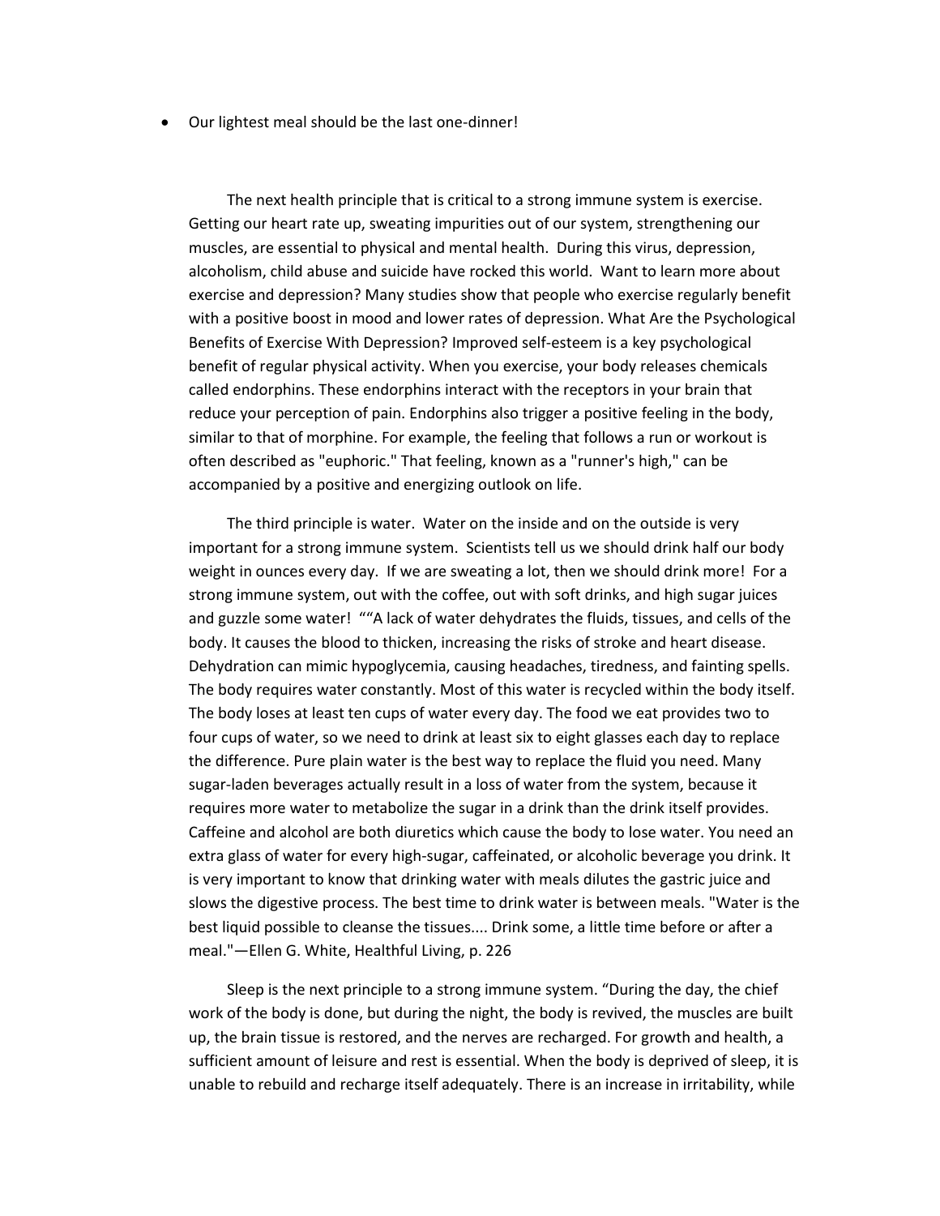- Our lightest meal should be the last one-dinner!

The next health principle that is critical to a strong immune system is exercise. Getting our heart rate up, sweating impurities out of our system, strengthening our muscles, are essential to physical and mental health. During this virus, depression, alcoholism, child abuse and suicide have rocked this world. Want to learn more about exercise and depression? Many studies show that people who exercise regularly benefit with a positive boost in mood and lower rates of depression. What Are the Psychological Benefits of Exercise With Depression? Improved self-esteem is a key psychological benefit of regular physical activity. When you exercise, your body releases chemicals called endorphins. These endorphins interact with the receptors in your brain that reduce your perception of pain. Endorphins also trigger a positive feeling in the body, similar to that of morphine. For example, the feeling that follows a run or workout is often described as "euphoric." That feeling, known as a "runner's high," can be accompanied by a positive and energizing outlook on life.

The third principle is water. Water on the inside and on the outside is very important for a strong immune system. Scientists tell us we should drink half our body weight in ounces every day. If we are sweating a lot, then we should drink more! For a strong immune system, out with the coffee, out with soft drinks, and high sugar juices and guzzle some water! ""A lack of water dehydrates the fluids, tissues, and cells of the body. It causes the blood to thicken, increasing the risks of stroke and heart disease. Dehydration can mimic hypoglycemia, causing headaches, tiredness, and fainting spells. The body requires water constantly. Most of this water is recycled within the body itself. The body loses at least ten cups of water every day. The food we eat provides two to four cups of water, so we need to drink at least six to eight glasses each day to replace the difference. Pure plain water is the best way to replace the fluid you need. Many sugar-laden beverages actually result in a loss of water from the system, because it requires more water to metabolize the sugar in a drink than the drink itself provides. Caffeine and alcohol are both diuretics which cause the body to lose water. You need an extra glass of water for every high-sugar, caffeinated, or alcoholic beverage you drink. It is very important to know that drinking water with meals dilutes the gastric juice and slows the digestive process. The best time to drink water is between meals. "Water is the best liquid possible to cleanse the tissues.... Drink some, a little time before or after a meal."—Ellen G. White, Healthful Living, p. 226

Sleep is the next principle to a strong immune system. "During the day, the chief work of the body is done, but during the night, the body is revived, the muscles are built up, the brain tissue is restored, and the nerves are recharged. For growth and health, a sufficient amount of leisure and rest is essential. When the body is deprived of sleep, it is unable to rebuild and recharge itself adequately. There is an increase in irritability, while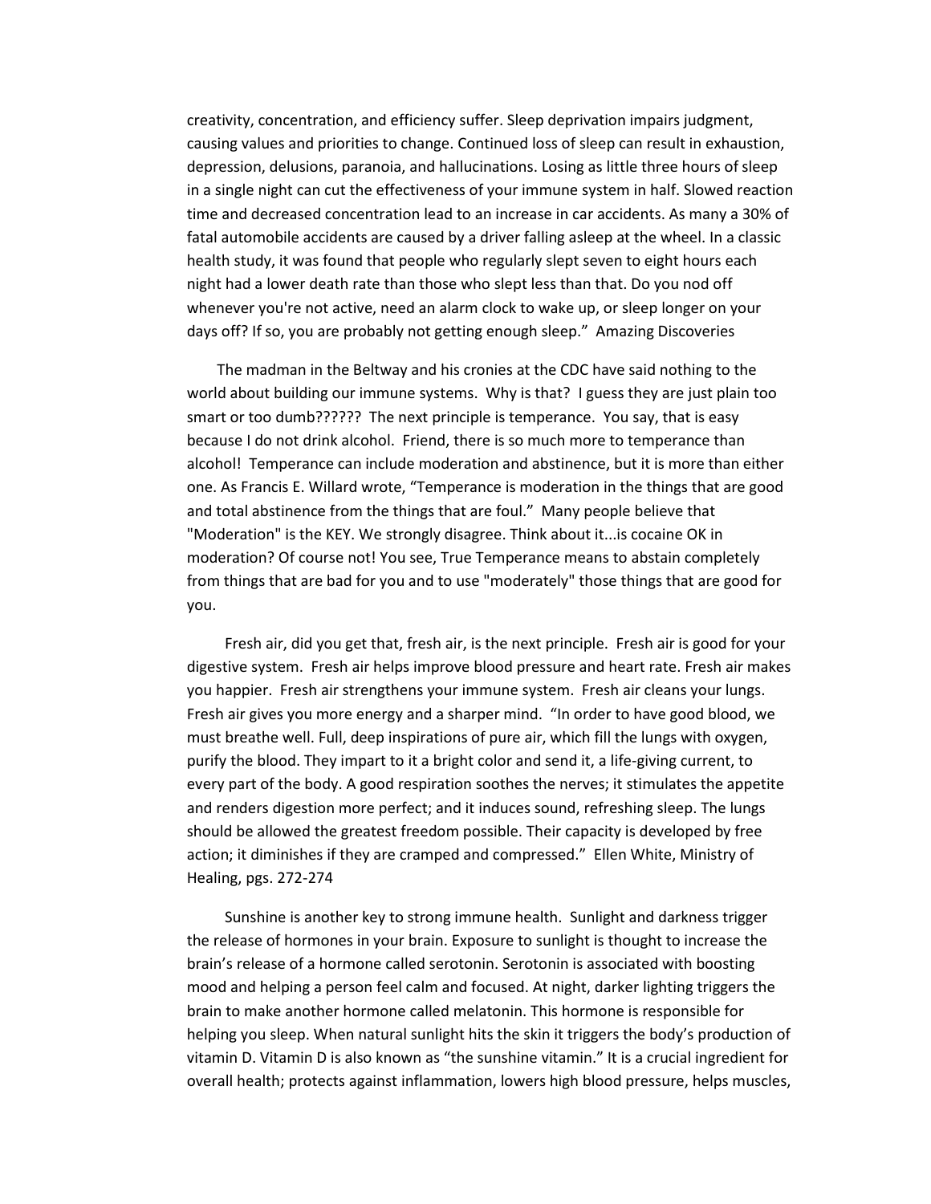creativity, concentration, and efficiency suffer. Sleep deprivation impairs judgment, causing values and priorities to change. Continued loss of sleep can result in exhaustion, depression, delusions, paranoia, and hallucinations. Losing as little three hours of sleep in a single night can cut the effectiveness of your immune system in half. Slowed reaction time and decreased concentration lead to an increase in car accidents. As many a 30% of fatal automobile accidents are caused by a driver falling asleep at the wheel. In a classic health study, it was found that people who regularly slept seven to eight hours each night had a lower death rate than those who slept less than that. Do you nod off whenever you're not active, need an alarm clock to wake up, or sleep longer on your days off? If so, you are probably not getting enough sleep." Amazing Discoveries

The madman in the Beltway and his cronies at the CDC have said nothing to the world about building our immune systems. Why is that? I guess they are just plain too smart or too dumb?????? The next principle is temperance. You say, that is easy because I do not drink alcohol. Friend, there is so much more to temperance than alcohol! Temperance can include moderation and abstinence, but it is more than either one. As Francis E. Willard wrote, "Temperance is moderation in the things that are good and total abstinence from the things that are foul." Many people believe that "Moderation" is the KEY. We strongly disagree. Think about it...is cocaine OK in moderation? Of course not! You see, True Temperance means to abstain completely from things that are bad for you and to use "moderately" those things that are good for you.

Fresh air, did you get that, fresh air, is the next principle. Fresh air is good for your digestive system. Fresh air helps improve blood pressure and heart rate. Fresh air makes you happier. Fresh air strengthens your immune system. Fresh air cleans your lungs. Fresh air gives you more energy and a sharper mind. "In order to have good blood, we must breathe well. Full, deep inspirations of pure air, which fill the lungs with oxygen, purify the blood. They impart to it a bright color and send it, a life-giving current, to every part of the body. A good respiration soothes the nerves; it stimulates the appetite and renders digestion more perfect; and it induces sound, refreshing sleep. The lungs should be allowed the greatest freedom possible. Their capacity is developed by free action; it diminishes if they are cramped and compressed." Ellen White, Ministry of Healing, pgs. 272-274

Sunshine is another key to strong immune health. Sunlight and darkness trigger the release of hormones in your brain. Exposure to sunlight is thought to increase the brain's release of a hormone called serotonin. Serotonin is associated with boosting mood and helping a person feel calm and focused. At night, darker lighting triggers the brain to make another hormone called melatonin. This hormone is responsible for helping you sleep. When natural sunlight hits the skin it triggers the body's production of vitamin D. Vitamin D is also known as "the sunshine vitamin." It is a crucial ingredient for overall health; protects against inflammation, lowers high blood pressure, helps muscles,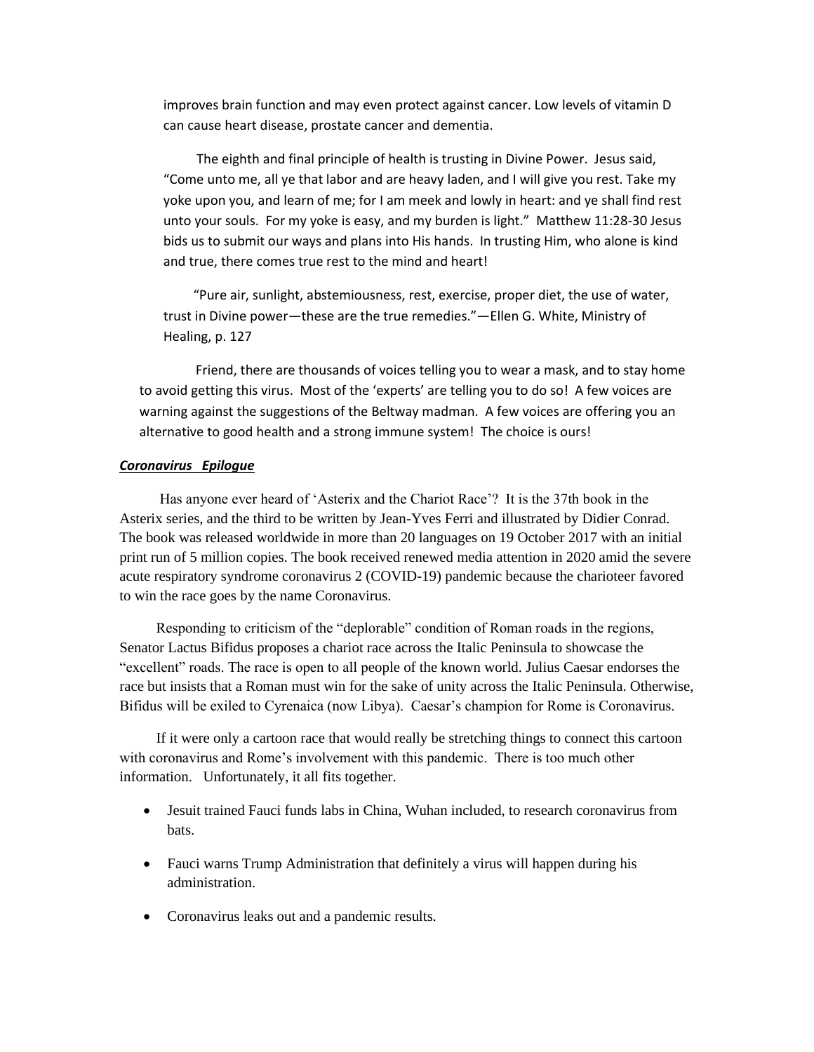improves brain function and may even protect against cancer. Low levels of vitamin D can cause heart disease, prostate cancer and dementia.

The eighth and final principle of health is trusting in Divine Power. Jesus said, "Come unto me, all ye that labor and are heavy laden, and I will give you rest. Take my yoke upon you, and learn of me; for I am meek and lowly in heart: and ye shall find rest unto your souls. For my yoke is easy, and my burden is light." Matthew 11:28-30 Jesus bids us to submit our ways and plans into His hands. In trusting Him, who alone is kind and true, there comes true rest to the mind and heart!

"Pure air, sunlight, abstemiousness, rest, exercise, proper diet, the use of water, trust in Divine power—these are the true remedies."—Ellen G. White, Ministry of Healing, p. 127

Friend, there are thousands of voices telling you to wear a mask, and to stay home to avoid getting this virus. Most of the 'experts' are telling you to do so! A few voices are warning against the suggestions of the Beltway madman. A few voices are offering you an alternative to good health and a strong immune system! The choice is ours!

***Coronavirus Epilogue***

Has anyone ever heard of 'Asterix and the Chariot Race'? It is the 37th book in the Asterix series, and the third to be written by Jean-Yves Ferri and illustrated by Didier Conrad. The book was released worldwide in more than 20 languages on 19 October 2017 with an initial print run of 5 million copies. The book received renewed media attention in 2020 amid the severe acute respiratory syndrome coronavirus 2 (COVID-19) pandemic because the charioteer favored to win the race goes by the name Coronavirus.

Responding to criticism of the "deplorable" condition of Roman roads in the regions, Senator Lactus Bifidus proposes a chariot race across the Italic Peninsula to showcase the "excellent" roads. The race is open to all people of the known world. Julius Caesar endorses the race but insists that a Roman must win for the sake of unity across the Italic Peninsula. Otherwise, Bifidus will be exiled to Cyrenaica (now Libya). Caesar's champion for Rome is Coronavirus.

If it were only a cartoon race that would really be stretching things to connect this cartoon with coronavirus and Rome's involvement with this pandemic. There is too much other information. Unfortunately, it all fits together.

- Jesuit trained Fauci funds labs in China, Wuhan included, to research coronavirus from bats.
- Fauci warns Trump Administration that definitely a virus will happen during his administration.
- Coronavirus leaks out and a pandemic results.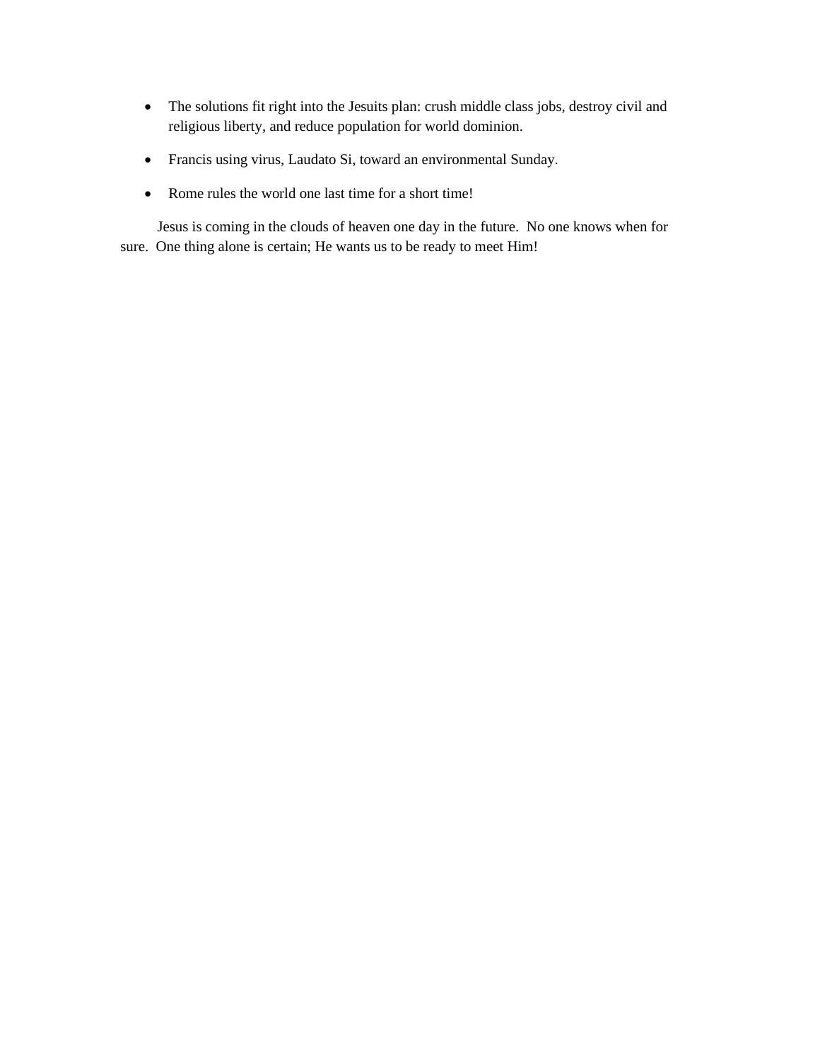- The solutions fit right into the Jesuits plan: crush middle class jobs, destroy civil and religious liberty, and reduce population for world dominion.
- Francis using virus, Laudato Si, toward an environmental Sunday.
- Rome rules the world one last time for a short time!

Jesus is coming in the clouds of heaven one day in the future. No one knows when for sure. One thing alone is certain; He wants us to be ready to meet Him!